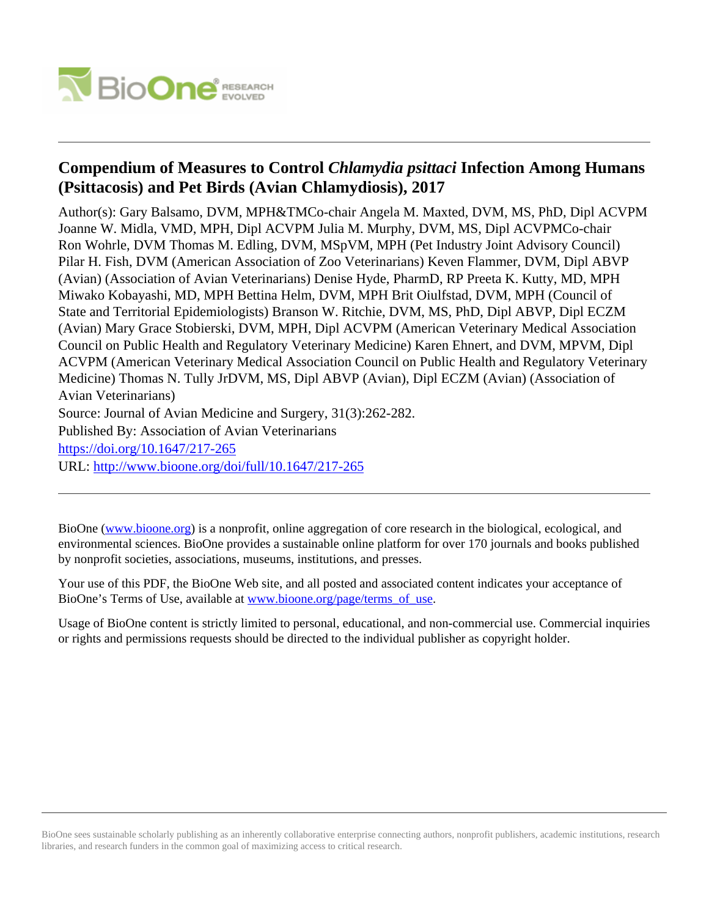# Compendium of Measures to Control *Chlamydia psittaci* Infection Among Humans (Psittacosis) and Pet Birds (Avian Chlamydiosis), 2017

Author(s): Gary Balsamo, DVM, MPH&TMCo-chair Angela M. Maxted, DVM, MS, PhD, Dipl ACVPM Joanne W. Midla, VMD, MPH, Dipl ACVPM Julia M. Murphy, DVM, MS, Dipl ACVPMCo-chair Ron Wohrle, DVM Thomas M. Edling, DVM, MSpVM, MPH (Pet Industry Joint Advisory Council) Pilar H. Fish, DVM (American Association of Zoo Veterinarians) Keven Flammer, DVM, Dipl ABVP (Avian) (Association of Avian Veterinarians) Denise Hyde, PharmD, RP Preeta K. Kutty, MD, MPH Miwako Kobayashi, MD, MPH Bettina Helm, DVM, MPH Brit Oiulfstad, DVM, MPH (Council of State and Territorial Epidemiologists) Branson W. Ritchie, DVM, MS, PhD, Dipl ABVP, Dipl ECZM (Avian) Mary Grace Stobierski, DVM, MPH, Dipl ACVPM (American Veterinary Medical Association Council on Public Health and Regulatory Veterinary Medicine) Karen Ehnert, and DVM, MPVM, Dipl ACVPM (American Veterinary Medical Association Council on Public Health and Regulatory Veterinary Medicine) Thomas N. Tully JrDVM, MS, Dipl ABVP (Avian), Dipl ECZM (Avian) (Association of Avian Veterinarians)

Source: Journal of Avian Medicine and Surgery, 31(3):262-282.

Published By: Association of Avian Veterinarians

https://doi.org/10.1647/217-265

URL: http://www.bioone.org/doi/full/10.1647/217-265

---

BioOne (www.bioone.org) is a nonprofit, online aggregation of core research in the biological, ecological, and environmental sciences. BioOne provides a sustainable online platform for over 170 journals and books published by nonprofit societies, associations, museums, institutions, and presses.

Your use of this PDF, the BioOne Web site, and all posted and associated content indicates your acceptance of BioOne's Terms of Use, available at www.bioone.org/page/terms_of_use.

Usage of BioOne content is strictly limited to personal, educational, and non-commercial use. Commercial inquiries or rights and permissions requests should be directed to the individual publisher as copyright holder.

---

BioOne sees sustainable scholarly publishing as an inherently collaborative enterprise connecting authors, nonprofit publishers, academic institutions, research libraries, and research funders in the common goal of maximizing access to critical research.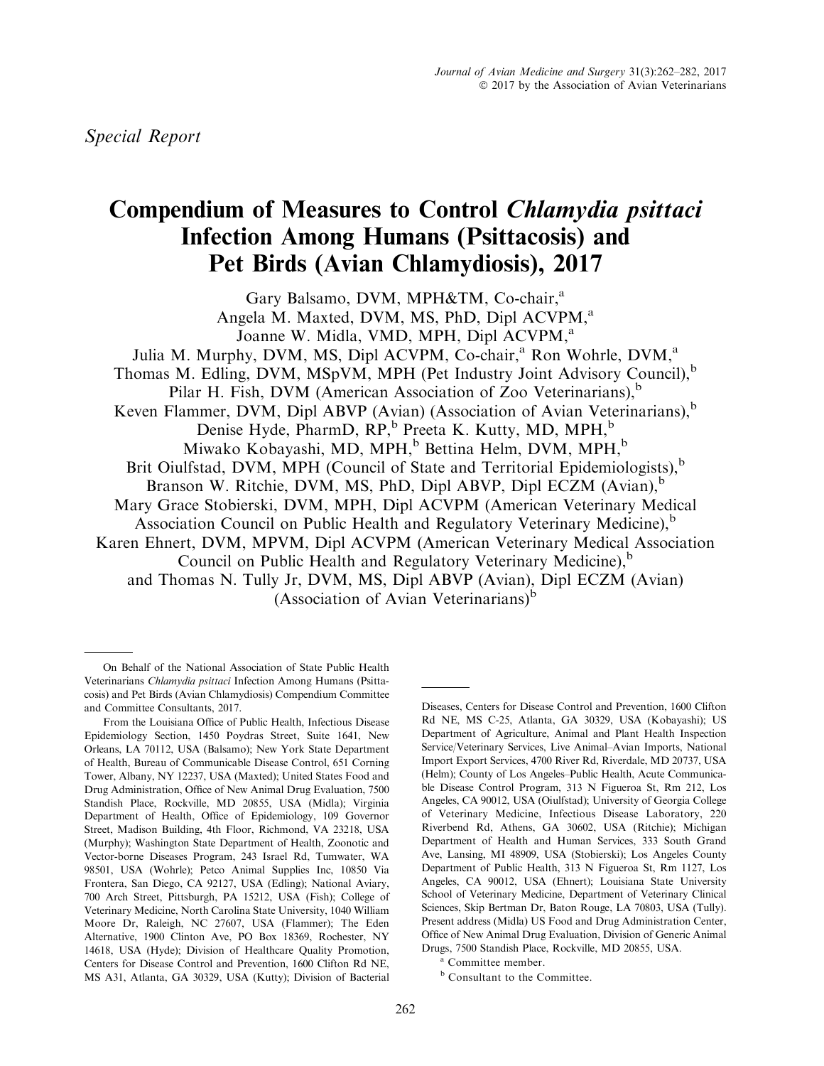*Special Report*

# Compendium of Measures to Control *Chlamydia psittaci* Infection Among Humans (Psittacosis) and Pet Birds (Avian Chlamydiosis), 2017

Gary Balsamo, DVM, MPH&TM, Co-chair,[a]
Angela M. Maxted, DVM, MS, PhD, Dipl ACVPM,[a]
Joanne W. Midla, VMD, MPH, Dipl ACVPM,[a]
Julia M. Murphy, DVM, MS, Dipl ACVPM, Co-chair,[a] Ron Wohrle, DVM,[a]
Thomas M. Edling, DVM, MSpVM, MPH (Pet Industry Joint Advisory Council),[b]
Pilar H. Fish, DVM (American Association of Zoo Veterinarians),[b]
Keven Flammer, DVM, Dipl ABVP (Avian) (Association of Avian Veterinarians),[b]
Denise Hyde, PharmD, RP,[b] Preeta K. Kutty, MD, MPH,[b]
Miwako Kobayashi, MD, MPH,[b] Bettina Helm, DVM, MPH,[b]
Brit Oiulfstad, DVM, MPH (Council of State and Territorial Epidemiologists),[b]
Branson W. Ritchie, DVM, MS, PhD, Dipl ABVP, Dipl ECZM (Avian),[b]
Mary Grace Stobierski, DVM, MPH, Dipl ACVPM (American Veterinary Medical Association Council on Public Health and Regulatory Veterinary Medicine),[b]
Karen Ehnert, DVM, MPVM, Dipl ACVPM (American Veterinary Medical Association Council on Public Health and Regulatory Veterinary Medicine),[b]
and Thomas N. Tully Jr, DVM, MS, Dipl ABVP (Avian), Dipl ECZM (Avian) (Association of Avian Veterinarians)[b]

On Behalf of the National Association of State Public Health Veterinarians *Chlamydia psittaci* Infection Among Humans (Psittacosis) and Pet Birds (Avian Chlamydiosis) Compendium Committee and Committee Consultants, 2017.

From the Louisiana Office of Public Health, Infectious Disease Epidemiology Section, 1450 Poydras Street, Suite 1641, New Orleans, LA 70112, USA (Balsamo); New York State Department of Health, Bureau of Communicable Disease Control, 651 Corning Tower, Albany, NY 12237, USA (Maxted); United States Food and Drug Administration, Office of New Animal Drug Evaluation, 7500 Standish Place, Rockville, MD 20855, USA (Midla); Virginia Department of Health, Office of Epidemiology, 109 Governor Street, Madison Building, 4th Floor, Richmond, VA 23218, USA (Murphy); Washington State Department of Health, Zoonotic and Vector-borne Diseases Program, 243 Israel Rd, Tumwater, WA 98501, USA (Wohrle); Petco Animal Supplies Inc, 10850 Via Frontera, San Diego, CA 92127, USA (Edling); National Aviary, 700 Arch Street, Pittsburgh, PA 15212, USA (Fish); College of Veterinary Medicine, North Carolina State University, 1040 William Moore Dr, Raleigh, NC 27607, USA (Flammer); The Eden Alternative, 1900 Clinton Ave, PO Box 18369, Rochester, NY 14618, USA (Hyde); Division of Healthcare Quality Promotion, Centers for Disease Control and Prevention, 1600 Clifton Rd NE, MS A31, Atlanta, GA 30329, USA (Kutty); Division of Bacterial Diseases, Centers for Disease Control and Prevention, 1600 Clifton Rd NE, MS C-25, Atlanta, GA 30329, USA (Kobayashi); US Department of Agriculture, Animal and Plant Health Inspection Service/Veterinary Services, Live Animal–Avian Imports, National Import Export Services, 4700 River Rd, Riverdale, MD 20737, USA (Helm); County of Los Angeles–Public Health, Acute Communicable Disease Control Program, 313 N Figueroa St, Rm 212, Los Angeles, CA 90012, USA (Oiulfstad); University of Georgia College of Veterinary Medicine, Infectious Disease Laboratory, 220 Riverbend Rd, Athens, GA 30602, USA (Ritchie); Michigan Department of Health and Human Services, 333 South Grand Ave, Lansing, MI 48909, USA (Stobierski); Los Angeles County Department of Public Health, 313 N Figueroa St, Rm 1127, Los Angeles, CA 90012, USA (Ehnert); Louisiana State University School of Veterinary Medicine, Department of Veterinary Clinical Sciences, Skip Bertman Dr, Baton Rouge, LA 70803, USA (Tully). Present address (Midla) US Food and Drug Administration Center, Office of New Animal Drug Evaluation, Division of Generic Animal Drugs, 7500 Standish Place, Rockville, MD 20855, USA.

[a] Committee member.

[b] Consultant to the Committee.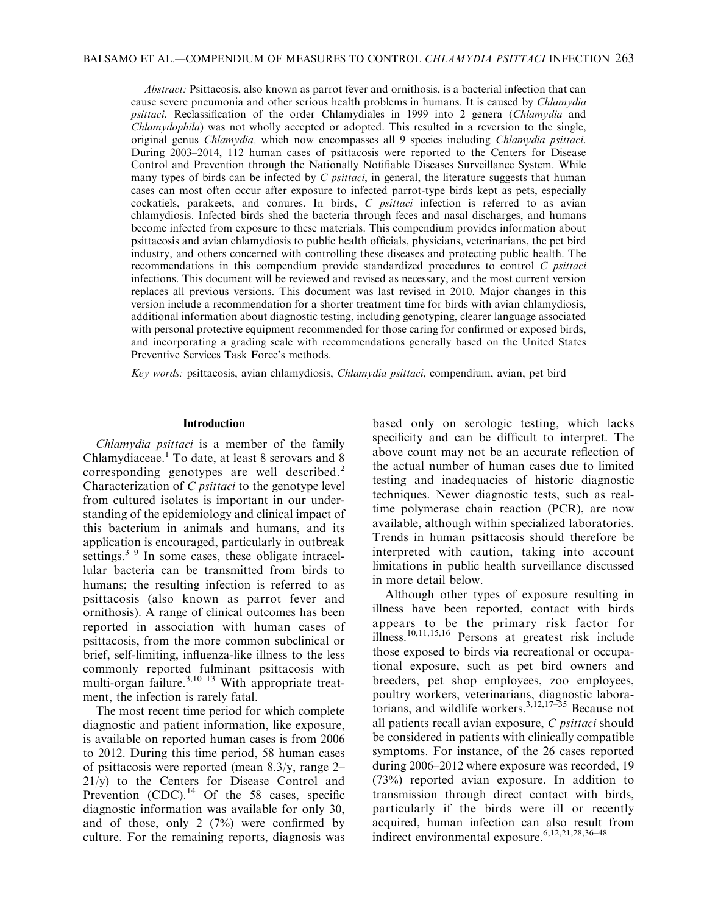*Abstract:* Psittacosis, also known as parrot fever and ornithosis, is a bacterial infection that can cause severe pneumonia and other serious health problems in humans. It is caused by *Chlamydia psittaci*. Reclassification of the order Chlamydiales in 1999 into 2 genera (*Chlamydia* and *Chlamydophila*) was not wholly accepted or adopted. This resulted in a reversion to the single, original genus *Chlamydia,* which now encompasses all 9 species including *Chlamydia psittaci*. During 2003–2014, 112 human cases of psittacosis were reported to the Centers for Disease Control and Prevention through the Nationally Notifiable Diseases Surveillance System. While many types of birds can be infected by *C psittaci*, in general, the literature suggests that human cases can most often occur after exposure to infected parrot-type birds kept as pets, especially cockatiels, parakeets, and conures. In birds, *C psittaci* infection is referred to as avian chlamydiosis. Infected birds shed the bacteria through feces and nasal discharges, and humans become infected from exposure to these materials. This compendium provides information about psittacosis and avian chlamydiosis to public health officials, physicians, veterinarians, the pet bird industry, and others concerned with controlling these diseases and protecting public health. The recommendations in this compendium provide standardized procedures to control *C psittaci* infections. This document will be reviewed and revised as necessary, and the most current version replaces all previous versions. This document was last revised in 2010. Major changes in this version include a recommendation for a shorter treatment time for birds with avian chlamydiosis, additional information about diagnostic testing, including genotyping, clearer language associated with personal protective equipment recommended for those caring for confirmed or exposed birds, and incorporating a grading scale with recommendations generally based on the United States Preventive Services Task Force's methods.

*Key words:* psittacosis, avian chlamydiosis, *Chlamydia psittaci*, compendium, avian, pet bird

## Introduction

*Chlamydia psittaci* is a member of the family Chlamydiaceae.[1] To date, at least 8 serovars and 8 corresponding genotypes are well described.[2] Characterization of *C psittaci* to the genotype level from cultured isolates is important in our understanding of the epidemiology and clinical impact of this bacterium in animals and humans, and its application is encouraged, particularly in outbreak settings.[3–9] In some cases, these obligate intracellular bacteria can be transmitted from birds to humans; the resulting infection is referred to as psittacosis (also known as parrot fever and ornithosis). A range of clinical outcomes has been reported in association with human cases of psittacosis, from the more common subclinical or brief, self-limiting, influenza-like illness to the less commonly reported fulminant psittacosis with multi-organ failure.[3,10–13] With appropriate treatment, the infection is rarely fatal.

The most recent time period for which complete diagnostic and patient information, like exposure, is available on reported human cases is from 2006 to 2012. During this time period, 58 human cases of psittacosis were reported (mean 8.3/y, range 2–21/y) to the Centers for Disease Control and Prevention (CDC).[14] Of the 58 cases, specific diagnostic information was available for only 30, and of those, only 2 (7%) were confirmed by culture. For the remaining reports, diagnosis was based only on serologic testing, which lacks specificity and can be difficult to interpret. The above count may not be an accurate reflection of the actual number of human cases due to limited testing and inadequacies of historic diagnostic techniques. Newer diagnostic tests, such as real-time polymerase chain reaction (PCR), are now available, although within specialized laboratories. Trends in human psittacosis should therefore be interpreted with caution, taking into account limitations in public health surveillance discussed in more detail below.

Although other types of exposure resulting in illness have been reported, contact with birds appears to be the primary risk factor for illness.[10,11,15,16] Persons at greatest risk include those exposed to birds via recreational or occupational exposure, such as pet bird owners and breeders, pet shop employees, zoo employees, poultry workers, veterinarians, diagnostic laboratorians, and wildlife workers.[3,12,17–35] Because not all patients recall avian exposure, *C psittaci* should be considered in patients with clinically compatible symptoms. For instance, of the 26 cases reported during 2006–2012 where exposure was recorded, 19 (73%) reported avian exposure. In addition to transmission through direct contact with birds, particularly if the birds were ill or recently acquired, human infection can also result from indirect environmental exposure.[6,12,21,28,36–48]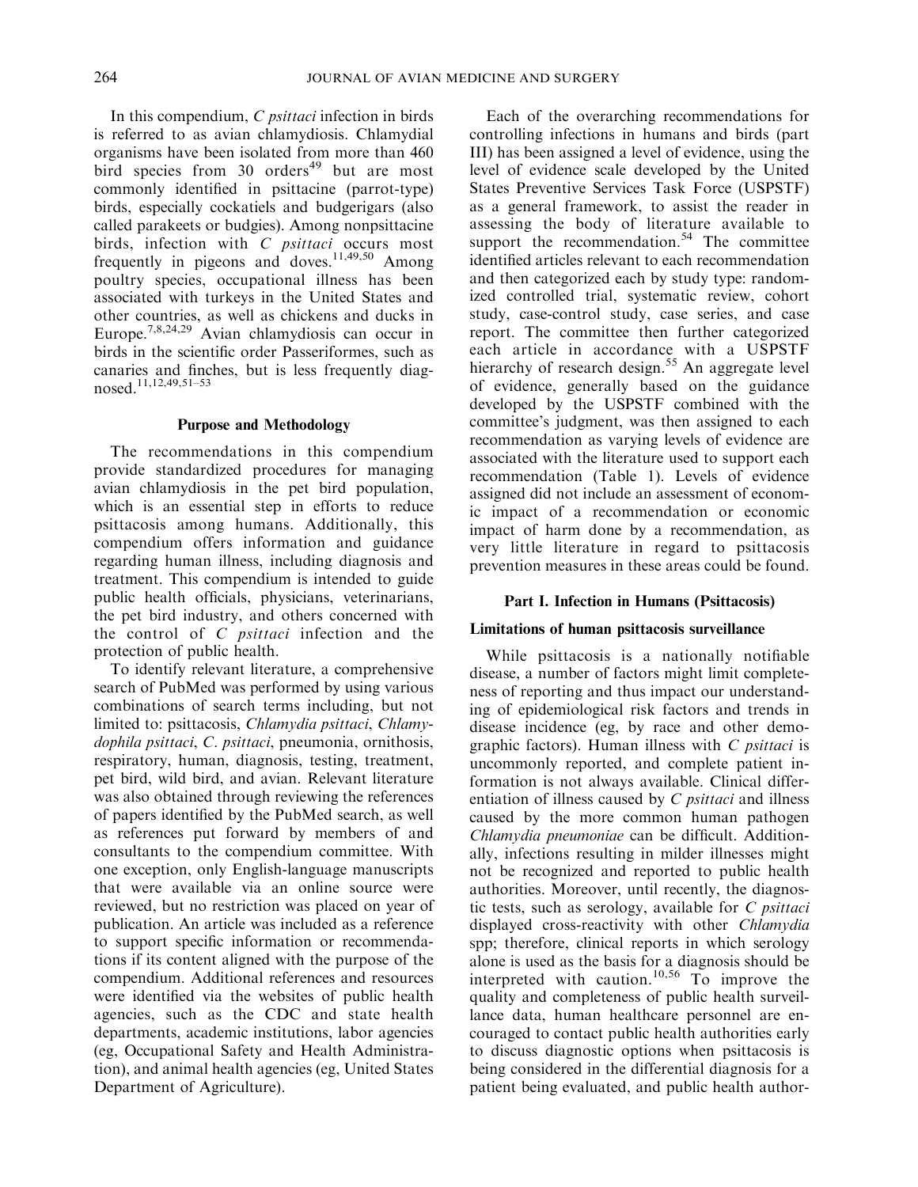In this compendium, *C psittaci* infection in birds is referred to as avian chlamydiosis. Chlamydial organisms have been isolated from more than 460 bird species from 30 orders[49] but are most commonly identified in psittacine (parrot-type) birds, especially cockatiels and budgerigars (also called parakeets or budgies). Among nonpsittacine birds, infection with *C psittaci* occurs most frequently in pigeons and doves.[11,49,50] Among poultry species, occupational illness has been associated with turkeys in the United States and other countries, as well as chickens and ducks in Europe.[7,8,24,29] Avian chlamydiosis can occur in birds in the scientific order Passeriformes, such as canaries and finches, but is less frequently diagnosed.[11,12,49,51–53]

## Purpose and Methodology

The recommendations in this compendium provide standardized procedures for managing avian chlamydiosis in the pet bird population, which is an essential step in efforts to reduce psittacosis among humans. Additionally, this compendium offers information and guidance regarding human illness, including diagnosis and treatment. This compendium is intended to guide public health officials, physicians, veterinarians, the pet bird industry, and others concerned with the control of *C psittaci* infection and the protection of public health.

To identify relevant literature, a comprehensive search of PubMed was performed by using various combinations of search terms including, but not limited to: psittacosis, *Chlamydia psittaci*, *Chlamydophila psittaci*, *C. psittaci*, pneumonia, ornithosis, respiratory, human, diagnosis, testing, treatment, pet bird, wild bird, and avian. Relevant literature was also obtained through reviewing the references of papers identified by the PubMed search, as well as references put forward by members of and consultants to the compendium committee. With one exception, only English-language manuscripts that were available via an online source were reviewed, but no restriction was placed on year of publication. An article was included as a reference to support specific information or recommendations if its content aligned with the purpose of the compendium. Additional references and resources were identified via the websites of public health agencies, such as the CDC and state health departments, academic institutions, labor agencies (eg, Occupational Safety and Health Administration), and animal health agencies (eg, United States Department of Agriculture).

Each of the overarching recommendations for controlling infections in humans and birds (part III) has been assigned a level of evidence, using the level of evidence scale developed by the United States Preventive Services Task Force (USPSTF) as a general framework, to assist the reader in assessing the body of literature available to support the recommendation.[54] The committee identified articles relevant to each recommendation and then categorized each by study type: randomized controlled trial, systematic review, cohort study, case-control study, case series, and case report. The committee then further categorized each article in accordance with a USPSTF hierarchy of research design.[55] An aggregate level of evidence, generally based on the guidance developed by the USPSTF combined with the committee's judgment, was then assigned to each recommendation as varying levels of evidence are associated with the literature used to support each recommendation (Table 1). Levels of evidence assigned did not include an assessment of economic impact of a recommendation or economic impact of harm done by a recommendation, as very little literature in regard to psittacosis prevention measures in these areas could be found.

## Part I. Infection in Humans (Psittacosis)

### Limitations of human psittacosis surveillance

While psittacosis is a nationally notifiable disease, a number of factors might limit completeness of reporting and thus impact our understanding of epidemiological risk factors and trends in disease incidence (eg, by race and other demographic factors). Human illness with *C psittaci* is uncommonly reported, and complete patient information is not always available. Clinical differentiation of illness caused by *C psittaci* and illness caused by the more common human pathogen *Chlamydia pneumoniae* can be difficult. Additionally, infections resulting in milder illnesses might not be recognized and reported to public health authorities. Moreover, until recently, the diagnostic tests, such as serology, available for *C psittaci* displayed cross-reactivity with other *Chlamydia* spp; therefore, clinical reports in which serology alone is used as the basis for a diagnosis should be interpreted with caution.[10,56] To improve the quality and completeness of public health surveillance data, human healthcare personnel are encouraged to contact public health authorities early to discuss diagnostic options when psittacosis is being considered in the differential diagnosis for a patient being evaluated, and public health author-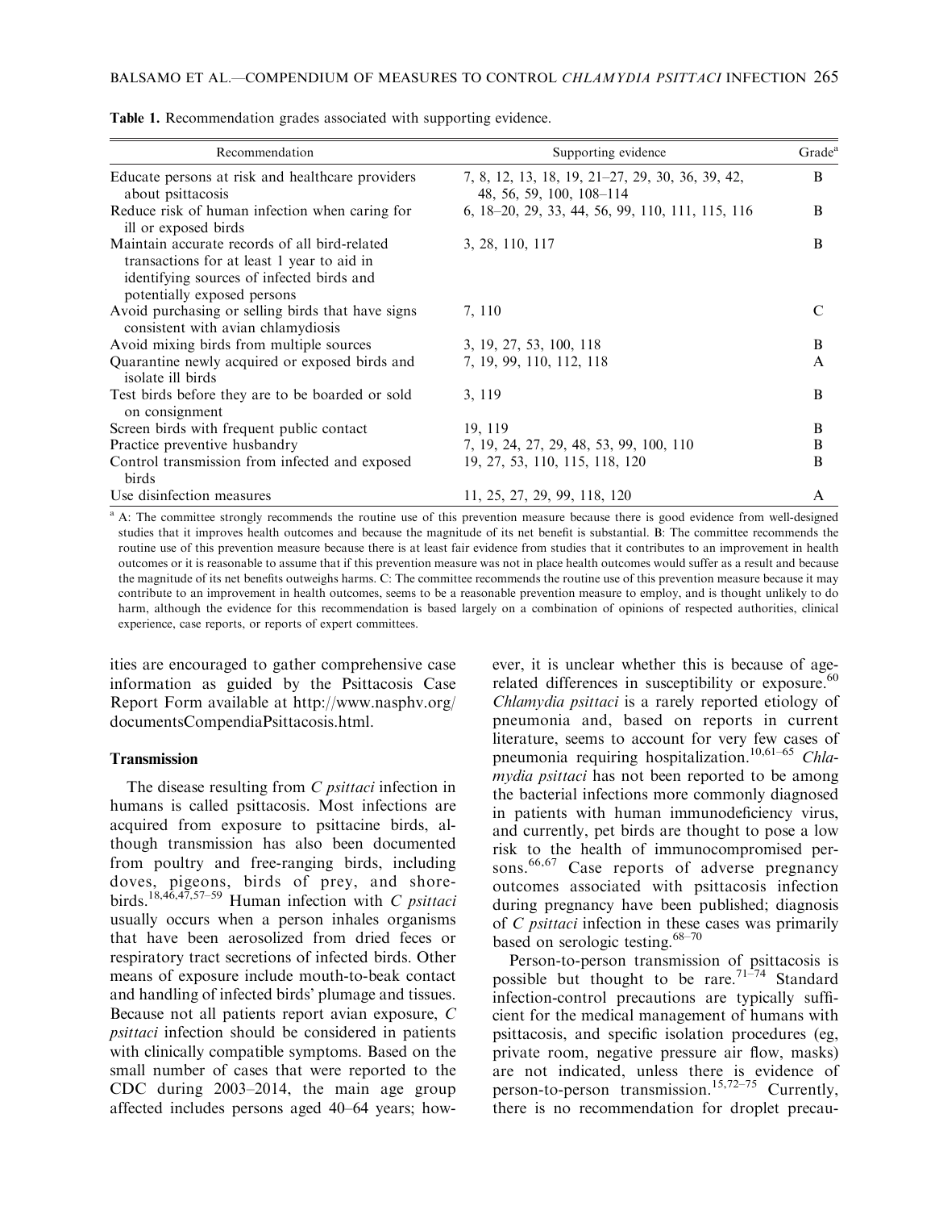Table 1. Recommendation grades associated with supporting evidence.

| Recommendation | Supporting evidence | Grade[a] |
|---|---|---|
| Educate persons at risk and healthcare providers about psittacosis | 7, 8, 12, 13, 18, 19, 21–27, 29, 30, 36, 39, 42, 48, 56, 59, 100, 108–114 | B |
| Reduce risk of human infection when caring for ill or exposed birds | 6, 18–20, 29, 33, 44, 56, 99, 110, 111, 115, 116 | B |
| Maintain accurate records of all bird-related transactions for at least 1 year to aid in identifying sources of infected birds and potentially exposed persons | 3, 28, 110, 117 | B |
| Avoid purchasing or selling birds that have signs consistent with avian chlamydiosis | 7, 110 | C |
| Avoid mixing birds from multiple sources | 3, 19, 27, 53, 100, 118 | B |
| Quarantine newly acquired or exposed birds and isolate ill birds | 7, 19, 99, 110, 112, 118 | A |
| Test birds before they are to be boarded or sold on consignment | 3, 119 | B |
| Screen birds with frequent public contact | 19, 119 | B |
| Practice preventive husbandry | 7, 19, 24, 27, 29, 48, 53, 99, 100, 110 | B |
| Control transmission from infected and exposed birds | 19, 27, 53, 110, 115, 118, 120 | B |
| Use disinfection measures | 11, 25, 27, 29, 99, 118, 120 | A |

[a] A: The committee strongly recommends the routine use of this prevention measure because there is good evidence from well-designed studies that it improves health outcomes and because the magnitude of its net benefit is substantial. B: The committee recommends the routine use of this prevention measure because there is at least fair evidence from studies that it contributes to an improvement in health outcomes or it is reasonable to assume that if this prevention measure was not in place health outcomes would suffer as a result and because the magnitude of its net benefits outweighs harms. C: The committee recommends the routine use of this prevention measure because it may contribute to an improvement in health outcomes, seems to be a reasonable prevention measure to employ, and is thought unlikely to do harm, although the evidence for this recommendation is based largely on a combination of opinions of respected authorities, clinical experience, case reports, or reports of expert committees.

ities are encouraged to gather comprehensive case information as guided by the Psittacosis Case Report Form available at http://www.nasphv.org/documentsCompendiaPsittacosis.html.

### Transmission

The disease resulting from *C psittaci* infection in humans is called psittacosis. Most infections are acquired from exposure to psittacine birds, although transmission has also been documented from poultry and free-ranging birds, including doves, pigeons, birds of prey, and shorebirds.[18,46,47,57–59] Human infection with *C psittaci* usually occurs when a person inhales organisms that have been aerosolized from dried feces or respiratory tract secretions of infected birds. Other means of exposure include mouth-to-beak contact and handling of infected birds' plumage and tissues. Because not all patients report avian exposure, *C psittaci* infection should be considered in patients with clinically compatible symptoms. Based on the small number of cases that were reported to the CDC during 2003–2014, the main age group affected includes persons aged 40–64 years; however, it is unclear whether this is because of age-related differences in susceptibility or exposure.[60] *Chlamydia psittaci* is a rarely reported etiology of pneumonia and, based on reports in current literature, seems to account for very few cases of pneumonia requiring hospitalization.[10,61–65] *Chlamydia psittaci* has not been reported to be among the bacterial infections more commonly diagnosed in patients with human immunodeficiency virus, and currently, pet birds are thought to pose a low risk to the health of immunocompromised persons.[66,67] Case reports of adverse pregnancy outcomes associated with psittacosis infection during pregnancy have been published; diagnosis of *C psittaci* infection in these cases was primarily based on serologic testing.[68–70]

Person-to-person transmission of psittacosis is possible but thought to be rare.[71–74] Standard infection-control precautions are typically sufficient for the medical management of humans with psittacosis, and specific isolation procedures (eg, private room, negative pressure air flow, masks) are not indicated, unless there is evidence of person-to-person transmission.[15,72–75] Currently, there is no recommendation for droplet precau-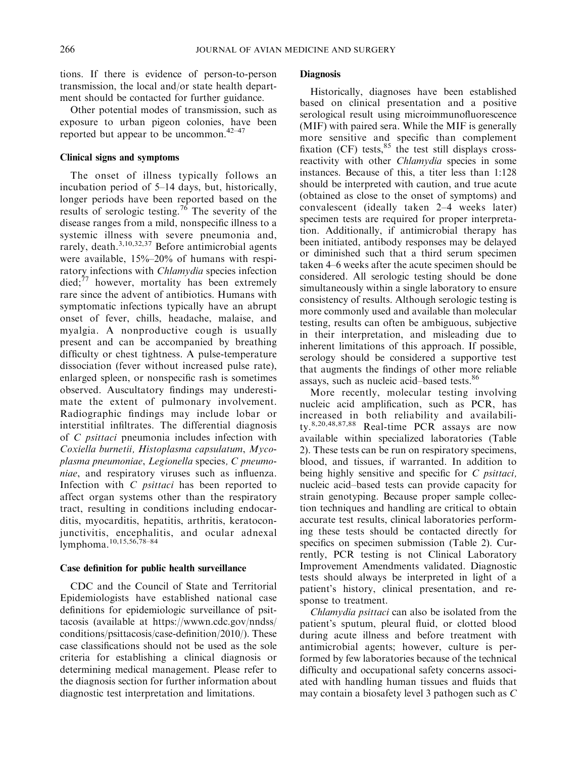tions. If there is evidence of person-to-person transmission, the local and/or state health department should be contacted for further guidance.

Other potential modes of transmission, such as exposure to urban pigeon colonies, have been reported but appear to be uncommon.[42–47]

### Clinical signs and symptoms

The onset of illness typically follows an incubation period of 5–14 days, but, historically, longer periods have been reported based on the results of serologic testing.[76] The severity of the disease ranges from a mild, nonspecific illness to a systemic illness with severe pneumonia and, rarely, death.[3,10,32,37] Before antimicrobial agents were available, 15%–20% of humans with respiratory infections with *Chlamydia* species infection died;[77] however, mortality has been extremely rare since the advent of antibiotics. Humans with symptomatic infections typically have an abrupt onset of fever, chills, headache, malaise, and myalgia. A nonproductive cough is usually present and can be accompanied by breathing difficulty or chest tightness. A pulse-temperature dissociation (fever without increased pulse rate), enlarged spleen, or nonspecific rash is sometimes observed. Auscultatory findings may underestimate the extent of pulmonary involvement. Radiographic findings may include lobar or interstitial infiltrates. The differential diagnosis of *C psittaci* pneumonia includes infection with *Coxiella burnetii*, *Histoplasma capsulatum*, *Mycoplasma pneumoniae*, *Legionella* species, *C pneumoniae*, and respiratory viruses such as influenza. Infection with *C psittaci* has been reported to affect organ systems other than the respiratory tract, resulting in conditions including endocarditis, myocarditis, hepatitis, arthritis, keratoconjunctivitis, encephalitis, and ocular adnexal lymphoma.[10,15,56,78–84]

### Case definition for public health surveillance

CDC and the Council of State and Territorial Epidemiologists have established national case definitions for epidemiologic surveillance of psittacosis (available at https://wwwn.cdc.gov/nndss/conditions/psittacosis/case-definition/2010/). These case classifications should not be used as the sole criteria for establishing a clinical diagnosis or determining medical management. Please refer to the diagnosis section for further information about diagnostic test interpretation and limitations.

### Diagnosis

Historically, diagnoses have been established based on clinical presentation and a positive serological result using microimmunofluorescence (MIF) with paired sera. While the MIF is generally more sensitive and specific than complement fixation (CF) tests,[85] the test still displays cross-reactivity with other *Chlamydia* species in some instances. Because of this, a titer less than 1:128 should be interpreted with caution, and true acute (obtained as close to the onset of symptoms) and convalescent (ideally taken 2–4 weeks later) specimen tests are required for proper interpretation. Additionally, if antimicrobial therapy has been initiated, antibody responses may be delayed or diminished such that a third serum specimen taken 4–6 weeks after the acute specimen should be considered. All serologic testing should be done simultaneously within a single laboratory to ensure consistency of results. Although serologic testing is more commonly used and available than molecular testing, results can often be ambiguous, subjective in their interpretation, and misleading due to inherent limitations of this approach. If possible, serology should be considered a supportive test that augments the findings of other more reliable assays, such as nucleic acid–based tests.[86]

More recently, molecular testing involving nucleic acid amplification, such as PCR, has increased in both reliability and availability.[8,20,48,87,88] Real-time PCR assays are now available within specialized laboratories (Table 2). These tests can be run on respiratory specimens, blood, and tissues, if warranted. In addition to being highly sensitive and specific for *C psittaci,* nucleic acid–based tests can provide capacity for strain genotyping. Because proper sample collection techniques and handling are critical to obtain accurate test results, clinical laboratories performing these tests should be contacted directly for specifics on specimen submission (Table 2). Currently, PCR testing is not Clinical Laboratory Improvement Amendments validated. Diagnostic tests should always be interpreted in light of a patient's history, clinical presentation, and response to treatment.

*Chlamydia psittaci* can also be isolated from the patient's sputum, pleural fluid, or clotted blood during acute illness and before treatment with antimicrobial agents; however, culture is performed by few laboratories because of the technical difficulty and occupational safety concerns associated with handling human tissues and fluids that may contain a biosafety level 3 pathogen such as *C*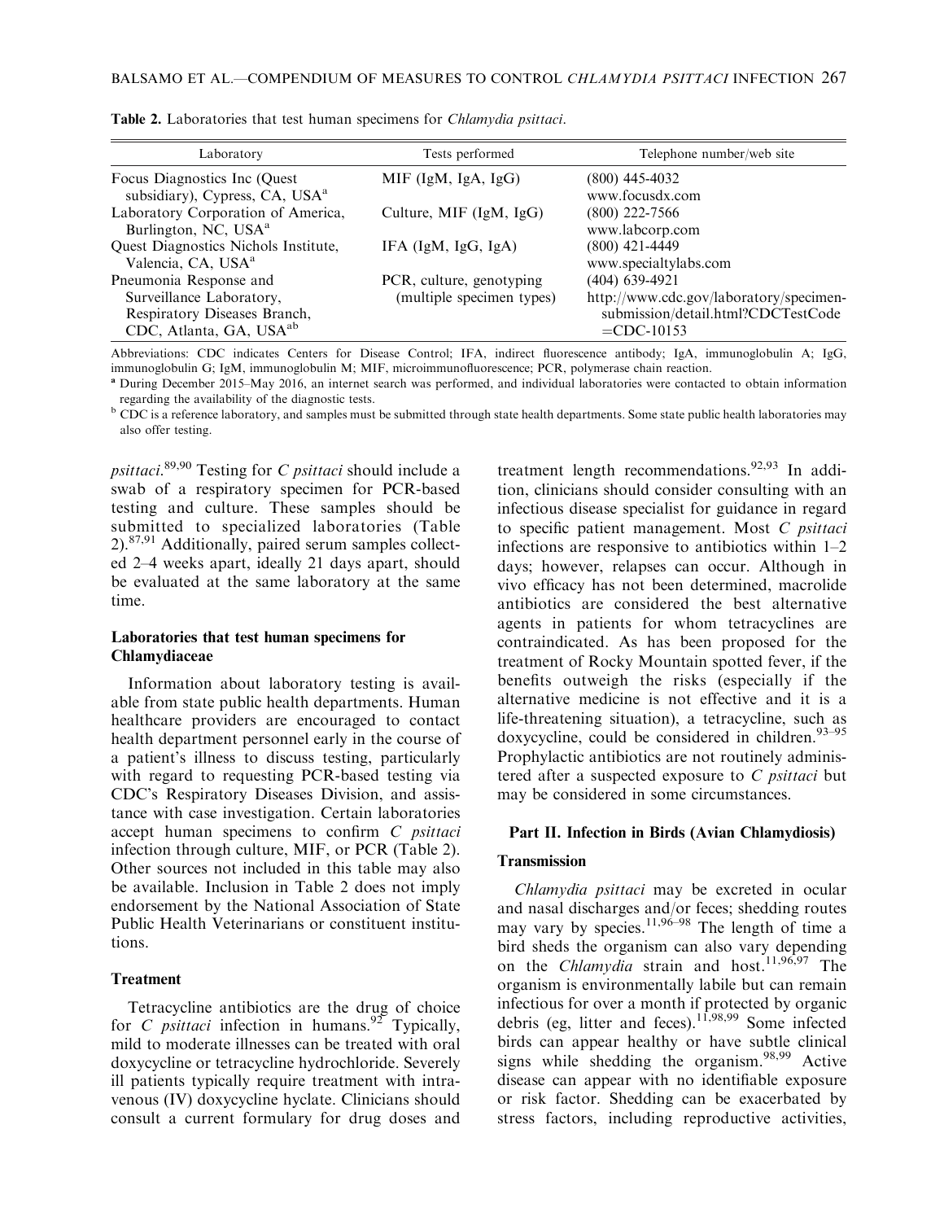**Table 2.** Laboratories that test human specimens for *Chlamydia psittaci*.

| Laboratory | Tests performed | Telephone number/web site |
|---|---|---|
| Focus Diagnostics Inc (Quest subsidiary), Cypress, CA, USA[a] | MIF (IgM, IgA, IgG) | (800) 445-4032 www.focusdx.com |
| Laboratory Corporation of America, Burlington, NC, USA[a] | Culture, MIF (IgM, IgG) | (800) 222-7566 www.labcorp.com |
| Quest Diagnostics Nichols Institute, Valencia, CA, USA[a] | IFA (IgM, IgG, IgA) | (800) 421-4449 www.specialtylabs.com |
| Pneumonia Response and Surveillance Laboratory, Respiratory Diseases Branch, CDC, Atlanta, GA, USA[ab] | PCR, culture, genotyping (multiple specimen types) | (404) 639-4921 http://www.cdc.gov/laboratory/specimen-submission/detail.html?CDCTestCode=CDC-10153 |

Abbreviations: CDC indicates Centers for Disease Control; IFA, indirect fluorescence antibody; IgA, immunoglobulin A; IgG, immunoglobulin G; IgM, immunoglobulin M; MIF, microimmunofluorescence; PCR, polymerase chain reaction.

[a] During December 2015–May 2016, an internet search was performed, and individual laboratories were contacted to obtain information regarding the availability of the diagnostic tests.

[b] CDC is a reference laboratory, and samples must be submitted through state health departments. Some state public health laboratories may also offer testing.

*psittaci*.[89,90] Testing for *C psittaci* should include a swab of a respiratory specimen for PCR-based testing and culture. These samples should be submitted to specialized laboratories (Table 2).[87,91] Additionally, paired serum samples collected 2–4 weeks apart, ideally 21 days apart, should be evaluated at the same laboratory at the same time.

### Laboratories that test human specimens for Chlamydiaceae

Information about laboratory testing is available from state public health departments. Human healthcare providers are encouraged to contact health department personnel early in the course of a patient's illness to discuss testing, particularly with regard to requesting PCR-based testing via CDC's Respiratory Diseases Division, and assistance with case investigation. Certain laboratories accept human specimens to confirm *C psittaci* infection through culture, MIF, or PCR (Table 2). Other sources not included in this table may also be available. Inclusion in Table 2 does not imply endorsement by the National Association of State Public Health Veterinarians or constituent institutions.

### Treatment

Tetracycline antibiotics are the drug of choice for *C psittaci* infection in humans.[92] Typically, mild to moderate illnesses can be treated with oral doxycycline or tetracycline hydrochloride. Severely ill patients typically require treatment with intravenous (IV) doxycycline hyclate. Clinicians should consult a current formulary for drug doses and treatment length recommendations.[92,93] In addition, clinicians should consider consulting with an infectious disease specialist for guidance in regard to specific patient management. Most *C psittaci* infections are responsive to antibiotics within 1–2 days; however, relapses can occur. Although in vivo efficacy has not been determined, macrolide antibiotics are considered the best alternative agents in patients for whom tetracyclines are contraindicated. As has been proposed for the treatment of Rocky Mountain spotted fever, if the benefits outweigh the risks (especially if the alternative medicine is not effective and it is a life-threatening situation), a tetracycline, such as doxycycline, could be considered in children.[93–95] Prophylactic antibiotics are not routinely administered after a suspected exposure to *C psittaci* but may be considered in some circumstances.

## Part II. Infection in Birds (Avian Chlamydiosis)

### Transmission

*Chlamydia psittaci* may be excreted in ocular and nasal discharges and/or feces; shedding routes may vary by species.[11,96–98] The length of time a bird sheds the organism can also vary depending on the *Chlamydia* strain and host.[11,96,97] The organism is environmentally labile but can remain infectious for over a month if protected by organic debris (eg, litter and feces).[11,98,99] Some infected birds can appear healthy or have subtle clinical signs while shedding the organism.[98,99] Active disease can appear with no identifiable exposure or risk factor. Shedding can be exacerbated by stress factors, including reproductive activities,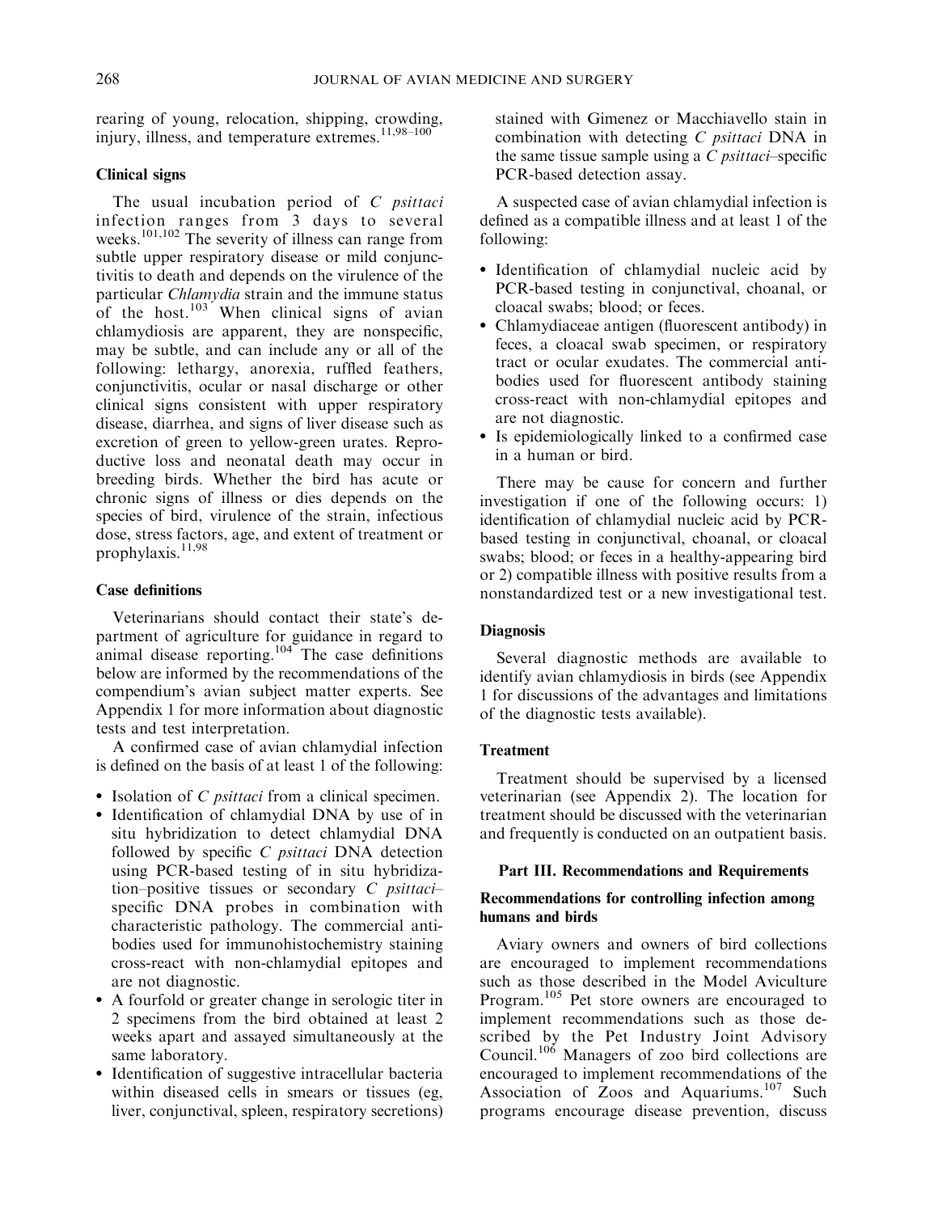rearing of young, relocation, shipping, crowding, injury, illness, and temperature extremes.[11,98–100]

### Clinical signs

The usual incubation period of *C psittaci* infection ranges from 3 days to several weeks.[101,102] The severity of illness can range from subtle upper respiratory disease or mild conjunctivitis to death and depends on the virulence of the particular *Chlamydia* strain and the immune status of the host.[103] When clinical signs of avian chlamydiosis are apparent, they are nonspecific, may be subtle, and can include any or all of the following: lethargy, anorexia, ruffled feathers, conjunctivitis, ocular or nasal discharge or other clinical signs consistent with upper respiratory disease, diarrhea, and signs of liver disease such as excretion of green to yellow-green urates. Reproductive loss and neonatal death may occur in breeding birds. Whether the bird has acute or chronic signs of illness or dies depends on the species of bird, virulence of the strain, infectious dose, stress factors, age, and extent of treatment or prophylaxis.[11,98]

### Case definitions

Veterinarians should contact their state's department of agriculture for guidance in regard to animal disease reporting.[104] The case definitions below are informed by the recommendations of the compendium's avian subject matter experts. See Appendix 1 for more information about diagnostic tests and test interpretation.

A confirmed case of avian chlamydial infection is defined on the basis of at least 1 of the following:

- Isolation of *C psittaci* from a clinical specimen.
- Identification of chlamydial DNA by use of in situ hybridization to detect chlamydial DNA followed by specific *C psittaci* DNA detection using PCR-based testing of in situ hybridization–positive tissues or secondary *C psittaci*–specific DNA probes in combination with characteristic pathology. The commercial antibodies used for immunohistochemistry staining cross-react with non-chlamydial epitopes and are not diagnostic.
- A fourfold or greater change in serologic titer in 2 specimens from the bird obtained at least 2 weeks apart and assayed simultaneously at the same laboratory.
- Identification of suggestive intracellular bacteria within diseased cells in smears or tissues (eg, liver, conjunctival, spleen, respiratory secretions) stained with Gimenez or Macchiavello stain in combination with detecting *C psittaci* DNA in the same tissue sample using a *C psittaci*–specific PCR-based detection assay.

A suspected case of avian chlamydial infection is defined as a compatible illness and at least 1 of the following:

- Identification of chlamydial nucleic acid by PCR-based testing in conjunctival, choanal, or cloacal swabs; blood; or feces.
- Chlamydiaceae antigen (fluorescent antibody) in feces, a cloacal swab specimen, or respiratory tract or ocular exudates. The commercial antibodies used for fluorescent antibody staining cross-react with non-chlamydial epitopes and are not diagnostic.
- Is epidemiologically linked to a confirmed case in a human or bird.

There may be cause for concern and further investigation if one of the following occurs: 1) identification of chlamydial nucleic acid by PCR-based testing in conjunctival, choanal, or cloacal swabs; blood; or feces in a healthy-appearing bird or 2) compatible illness with positive results from a nonstandardized test or a new investigational test.

### Diagnosis

Several diagnostic methods are available to identify avian chlamydiosis in birds (see Appendix 1 for discussions of the advantages and limitations of the diagnostic tests available).

### Treatment

Treatment should be supervised by a licensed veterinarian (see Appendix 2). The location for treatment should be discussed with the veterinarian and frequently is conducted on an outpatient basis.

## Part III. Recommendations and Requirements

### Recommendations for controlling infection among humans and birds

Aviary owners and owners of bird collections are encouraged to implement recommendations such as those described in the Model Aviculture Program.[105] Pet store owners are encouraged to implement recommendations such as those described by the Pet Industry Joint Advisory Council.[106] Managers of zoo bird collections are encouraged to implement recommendations of the Association of Zoos and Aquariums.[107] Such programs encourage disease prevention, discuss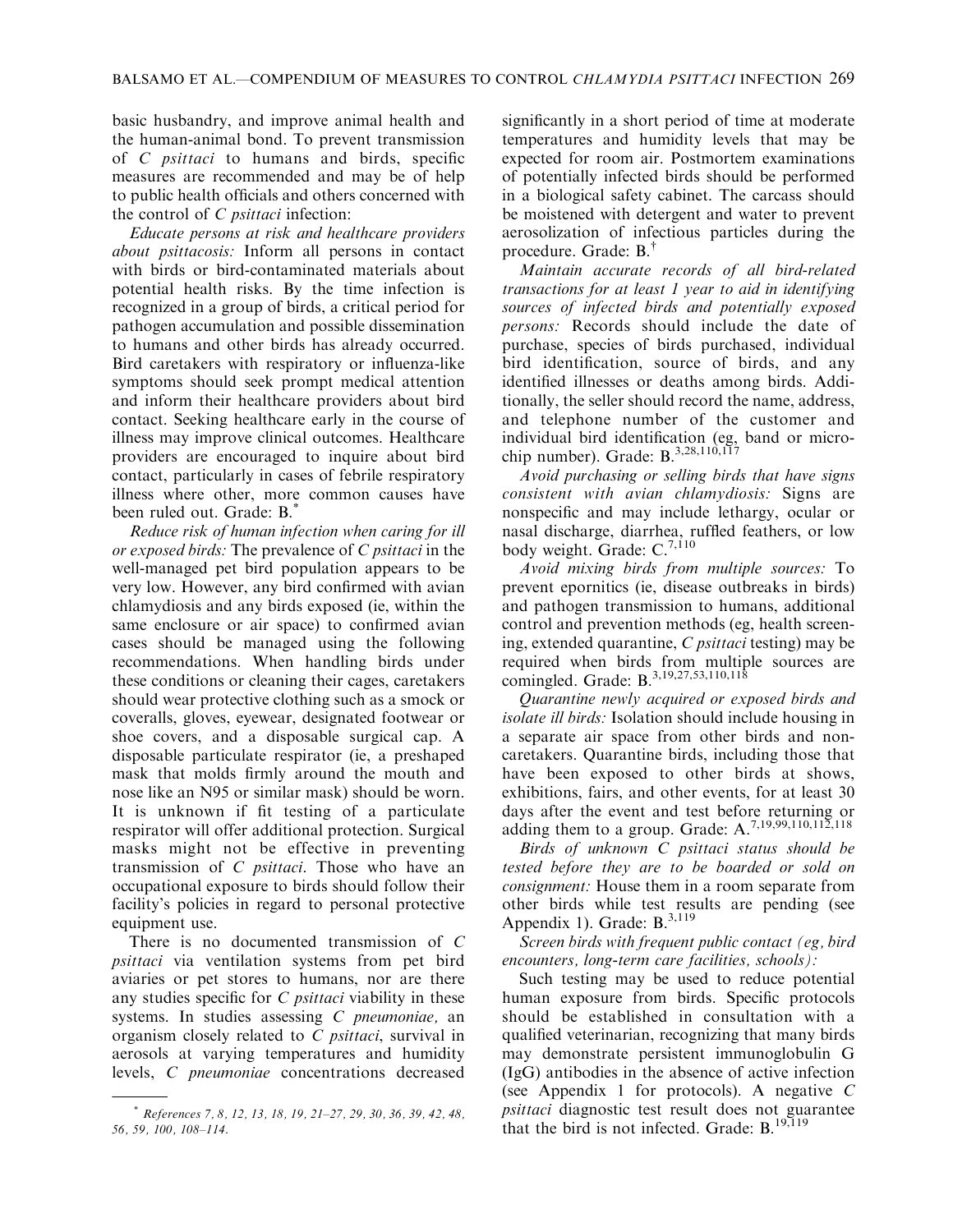basic husbandry, and improve animal health and the human-animal bond. To prevent transmission of *C psittaci* to humans and birds, specific measures are recommended and may be of help to public health officials and others concerned with the control of *C psittaci* infection:

*Educate persons at risk and healthcare providers about psittacosis:* Inform all persons in contact with birds or bird-contaminated materials about potential health risks. By the time infection is recognized in a group of birds, a critical period for pathogen accumulation and possible dissemination to humans and other birds has already occurred. Bird caretakers with respiratory or influenza-like symptoms should seek prompt medical attention and inform their healthcare providers about bird contact. Seeking healthcare early in the course of illness may improve clinical outcomes. Healthcare providers are encouraged to inquire about bird contact, particularly in cases of febrile respiratory illness where other, more common causes have been ruled out. Grade: B.*

*Reduce risk of human infection when caring for ill or exposed birds:* The prevalence of *C psittaci* in the well-managed pet bird population appears to be very low. However, any bird confirmed with avian chlamydiosis and any birds exposed (ie, within the same enclosure or air space) to confirmed avian cases should be managed using the following recommendations. When handling birds under these conditions or cleaning their cages, caretakers should wear protective clothing such as a smock or coveralls, gloves, eyewear, designated footwear or shoe covers, and a disposable surgical cap. A disposable particulate respirator (ie, a preshaped mask that molds firmly around the mouth and nose like an N95 or similar mask) should be worn. It is unknown if fit testing of a particulate respirator will offer additional protection. Surgical masks might not be effective in preventing transmission of *C psittaci*. Those who have an occupational exposure to birds should follow their facility's policies in regard to personal protective equipment use.

There is no documented transmission of *C psittaci* via ventilation systems from pet bird aviaries or pet stores to humans, nor are there any studies specific for *C psittaci* viability in these systems. In studies assessing *C pneumoniae,* an organism closely related to *C psittaci*, survival in aerosols at varying temperatures and humidity levels, *C pneumoniae* concentrations decreased significantly in a short period of time at moderate temperatures and humidity levels that may be expected for room air. Postmortem examinations of potentially infected birds should be performed in a biological safety cabinet. The carcass should be moistened with detergent and water to prevent aerosolization of infectious particles during the procedure. Grade: B.†

*Maintain accurate records of all bird-related transactions for at least 1 year to aid in identifying sources of infected birds and potentially exposed persons:* Records should include the date of purchase, species of birds purchased, individual bird identification, source of birds, and any identified illnesses or deaths among birds. Additionally, the seller should record the name, address, and telephone number of the customer and individual bird identification (eg, band or microchip number). Grade: B.[3,28,110,117]

*Avoid purchasing or selling birds that have signs consistent with avian chlamydiosis:* Signs are nonspecific and may include lethargy, ocular or nasal discharge, diarrhea, ruffled feathers, or low body weight. Grade: C.[7,110]

*Avoid mixing birds from multiple sources:* To prevent epornitics (ie, disease outbreaks in birds) and pathogen transmission to humans, additional control and prevention methods (eg, health screening, extended quarantine, *C psittaci* testing) may be required when birds from multiple sources are comingled. Grade: B.[3,19,27,53,110,118]

*Quarantine newly acquired or exposed birds and isolate ill birds:* Isolation should include housing in a separate air space from other birds and noncaretakers. Quarantine birds, including those that have been exposed to other birds at shows, exhibitions, fairs, and other events, for at least 30 days after the event and test before returning or adding them to a group. Grade: A.[7,19,99,110,112,118]

*Birds of unknown C psittaci status should be tested before they are to be boarded or sold on consignment:* House them in a room separate from other birds while test results are pending (see Appendix 1). Grade: B.[3,119]

*Screen birds with frequent public contact (eg, bird encounters, long-term care facilities, schools):*

Such testing may be used to reduce potential human exposure from birds. Specific protocols should be established in consultation with a qualified veterinarian, recognizing that many birds may demonstrate persistent immunoglobulin G (IgG) antibodies in the absence of active infection (see Appendix 1 for protocols). A negative *C psittaci* diagnostic test result does not guarantee that the bird is not infected. Grade: B.[19,119]

---

\* *References 7, 8, 12, 13, 18, 19, 21–27, 29, 30, 36, 39, 42, 48, 56, 59, 100, 108–114.*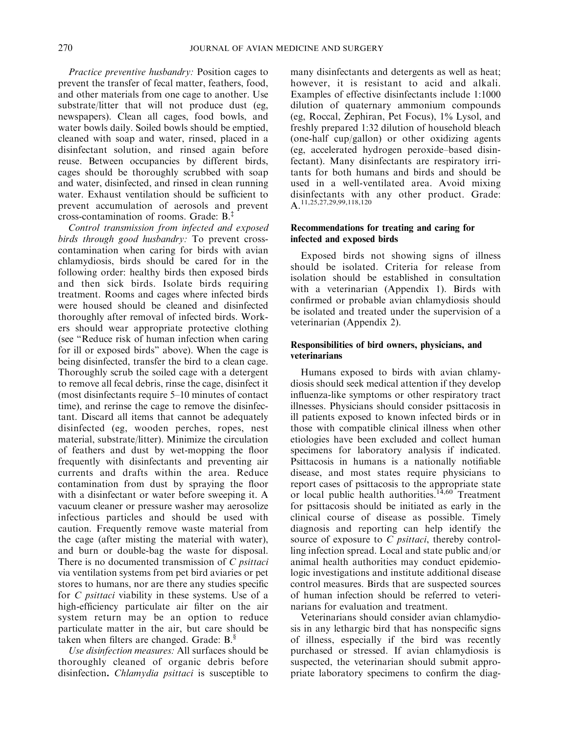*Practice preventive husbandry:* Position cages to prevent the transfer of fecal matter, feathers, food, and other materials from one cage to another. Use substrate/litter that will not produce dust (eg, newspapers). Clean all cages, food bowls, and water bowls daily. Soiled bowls should be emptied, cleaned with soap and water, rinsed, placed in a disinfectant solution, and rinsed again before reuse. Between occupancies by different birds, cages should be thoroughly scrubbed with soap and water, disinfected, and rinsed in clean running water. Exhaust ventilation should be sufficient to prevent accumulation of aerosols and prevent cross-contamination of rooms. Grade: B.[‡]

*Control transmission from infected and exposed birds through good husbandry:* To prevent cross-contamination when caring for birds with avian chlamydiosis, birds should be cared for in the following order: healthy birds then exposed birds and then sick birds. Isolate birds requiring treatment. Rooms and cages where infected birds were housed should be cleaned and disinfected thoroughly after removal of infected birds. Workers should wear appropriate protective clothing (see "Reduce risk of human infection when caring for ill or exposed birds" above). When the cage is being disinfected, transfer the bird to a clean cage. Thoroughly scrub the soiled cage with a detergent to remove all fecal debris, rinse the cage, disinfect it (most disinfectants require 5–10 minutes of contact time), and rerinse the cage to remove the disinfectant. Discard all items that cannot be adequately disinfected (eg, wooden perches, ropes, nest material, substrate/litter). Minimize the circulation of feathers and dust by wet-mopping the floor frequently with disinfectants and preventing air currents and drafts within the area. Reduce contamination from dust by spraying the floor with a disinfectant or water before sweeping it. A vacuum cleaner or pressure washer may aerosolize infectious particles and should be used with caution. Frequently remove waste material from the cage (after misting the material with water), and burn or double-bag the waste for disposal. There is no documented transmission of *C psittaci* via ventilation systems from pet bird aviaries or pet stores to humans, nor are there any studies specific for *C psittaci* viability in these systems. Use of a high-efficiency particulate air filter on the air system return may be an option to reduce particulate matter in the air, but care should be taken when filters are changed. Grade: B.[§]

*Use disinfection measures:* All surfaces should be thoroughly cleaned of organic debris before disinfection. *Chlamydia psittaci* is susceptible to many disinfectants and detergents as well as heat; however, it is resistant to acid and alkali. Examples of effective disinfectants include 1:1000 dilution of quaternary ammonium compounds (eg, Roccal, Zephiran, Pet Focus), 1% Lysol, and freshly prepared 1:32 dilution of household bleach (one-half cup/gallon) or other oxidizing agents (eg, accelerated hydrogen peroxide–based disinfectant). Many disinfectants are respiratory irritants for both humans and birds and should be used in a well-ventilated area. Avoid mixing disinfectants with any other product. Grade: A.[11,25,27,29,99,118,120]

### Recommendations for treating and caring for infected and exposed birds

Exposed birds not showing signs of illness should be isolated. Criteria for release from isolation should be established in consultation with a veterinarian (Appendix 1). Birds with confirmed or probable avian chlamydiosis should be isolated and treated under the supervision of a veterinarian (Appendix 2).

### Responsibilities of bird owners, physicians, and veterinarians

Humans exposed to birds with avian chlamydiosis should seek medical attention if they develop influenza-like symptoms or other respiratory tract illnesses. Physicians should consider psittacosis in ill patients exposed to known infected birds or in those with compatible clinical illness when other etiologies have been excluded and collect human specimens for laboratory analysis if indicated. Psittacosis in humans is a nationally notifiable disease, and most states require physicians to report cases of psittacosis to the appropriate state or local public health authorities.[14,60] Treatment for psittacosis should be initiated as early in the clinical course of disease as possible. Timely diagnosis and reporting can help identify the source of exposure to *C psittaci*, thereby controlling infection spread. Local and state public and/or animal health authorities may conduct epidemiologic investigations and institute additional disease control measures. Birds that are suspected sources of human infection should be referred to veterinarians for evaluation and treatment.

Veterinarians should consider avian chlamydiosis in any lethargic bird that has nonspecific signs of illness, especially if the bird was recently purchased or stressed. If avian chlamydiosis is suspected, the veterinarian should submit appropriate laboratory specimens to confirm the diag-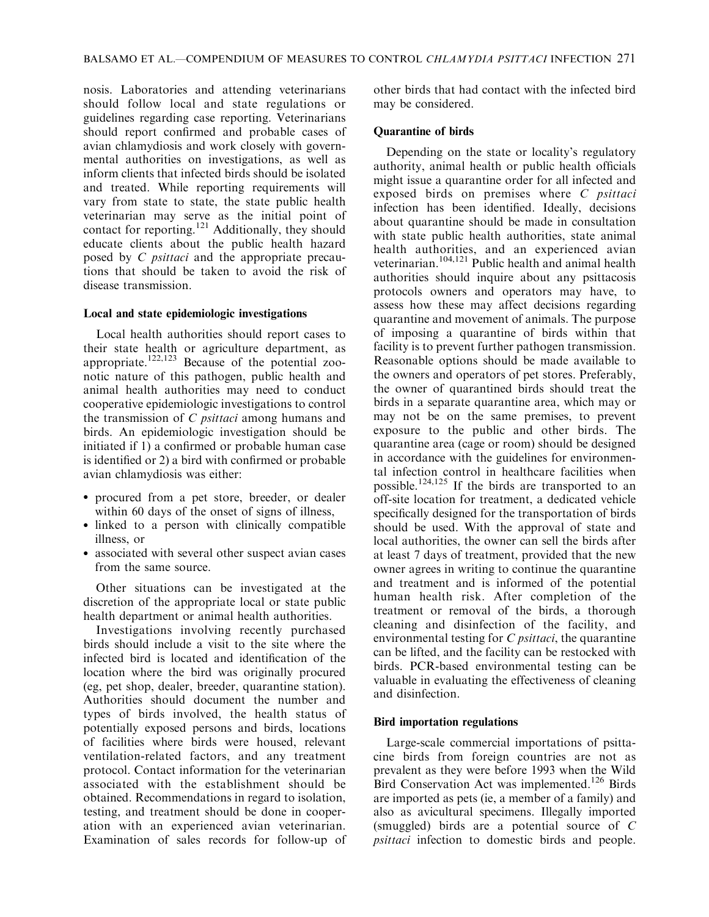nosis. Laboratories and attending veterinarians should follow local and state regulations or guidelines regarding case reporting. Veterinarians should report confirmed and probable cases of avian chlamydiosis and work closely with governmental authorities on investigations, as well as inform clients that infected birds should be isolated and treated. While reporting requirements will vary from state to state, the state public health veterinarian may serve as the initial point of contact for reporting.[121] Additionally, they should educate clients about the public health hazard posed by *C psittaci* and the appropriate precautions that should be taken to avoid the risk of disease transmission.

### Local and state epidemiologic investigations

Local health authorities should report cases to their state health or agriculture department, as appropriate.[122,123] Because of the potential zoonotic nature of this pathogen, public health and animal health authorities may need to conduct cooperative epidemiologic investigations to control the transmission of *C psittaci* among humans and birds. An epidemiologic investigation should be initiated if 1) a confirmed or probable human case is identified or 2) a bird with confirmed or probable avian chlamydiosis was either:

- procured from a pet store, breeder, or dealer within 60 days of the onset of signs of illness,
- linked to a person with clinically compatible illness, or
- associated with several other suspect avian cases from the same source.

Other situations can be investigated at the discretion of the appropriate local or state public health department or animal health authorities.

Investigations involving recently purchased birds should include a visit to the site where the infected bird is located and identification of the location where the bird was originally procured (eg, pet shop, dealer, breeder, quarantine station). Authorities should document the number and types of birds involved, the health status of potentially exposed persons and birds, locations of facilities where birds were housed, relevant ventilation-related factors, and any treatment protocol. Contact information for the veterinarian associated with the establishment should be obtained. Recommendations in regard to isolation, testing, and treatment should be done in cooperation with an experienced avian veterinarian. Examination of sales records for follow-up of other birds that had contact with the infected bird may be considered.

### Quarantine of birds

Depending on the state or locality's regulatory authority, animal health or public health officials might issue a quarantine order for all infected and exposed birds on premises where *C psittaci* infection has been identified. Ideally, decisions about quarantine should be made in consultation with state public health authorities, state animal health authorities, and an experienced avian veterinarian.[104,121] Public health and animal health authorities should inquire about any psittacosis protocols owners and operators may have, to assess how these may affect decisions regarding quarantine and movement of animals. The purpose of imposing a quarantine of birds within that facility is to prevent further pathogen transmission. Reasonable options should be made available to the owners and operators of pet stores. Preferably, the owner of quarantined birds should treat the birds in a separate quarantine area, which may or may not be on the same premises, to prevent exposure to the public and other birds. The quarantine area (cage or room) should be designed in accordance with the guidelines for environmental infection control in healthcare facilities when possible.[124,125] If the birds are transported to an off-site location for treatment, a dedicated vehicle specifically designed for the transportation of birds should be used. With the approval of state and local authorities, the owner can sell the birds after at least 7 days of treatment, provided that the new owner agrees in writing to continue the quarantine and treatment and is informed of the potential human health risk. After completion of the treatment or removal of the birds, a thorough cleaning and disinfection of the facility, and environmental testing for *C psittaci*, the quarantine can be lifted, and the facility can be restocked with birds. PCR-based environmental testing can be valuable in evaluating the effectiveness of cleaning and disinfection.

### Bird importation regulations

Large-scale commercial importations of psittacine birds from foreign countries are not as prevalent as they were before 1993 when the Wild Bird Conservation Act was implemented.[126] Birds are imported as pets (ie, a member of a family) and also as avicultural specimens. Illegally imported (smuggled) birds are a potential source of *C psittaci* infection to domestic birds and people.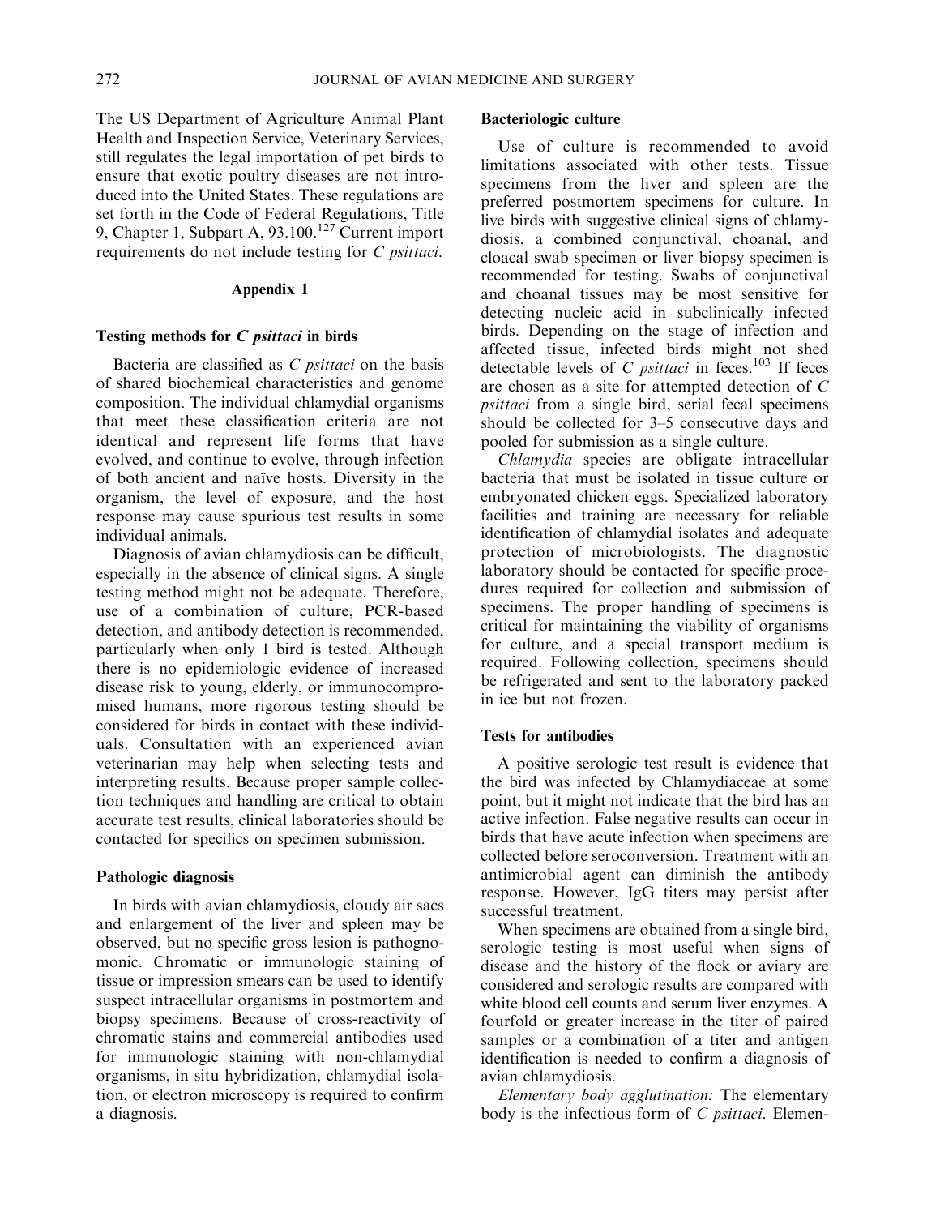The US Department of Agriculture Animal Plant Health and Inspection Service, Veterinary Services, still regulates the legal importation of pet birds to ensure that exotic poultry diseases are not introduced into the United States. These regulations are set forth in the Code of Federal Regulations, Title 9, Chapter 1, Subpart A, 93.100.[127] Current import requirements do not include testing for *C psittaci*.

## Appendix 1

### Testing methods for *C psittaci* in birds

Bacteria are classified as *C psittaci* on the basis of shared biochemical characteristics and genome composition. The individual chlamydial organisms that meet these classification criteria are not identical and represent life forms that have evolved, and continue to evolve, through infection of both ancient and naïve hosts. Diversity in the organism, the level of exposure, and the host response may cause spurious test results in some individual animals.

Diagnosis of avian chlamydiosis can be difficult, especially in the absence of clinical signs. A single testing method might not be adequate. Therefore, use of a combination of culture, PCR-based detection, and antibody detection is recommended, particularly when only 1 bird is tested. Although there is no epidemiologic evidence of increased disease risk to young, elderly, or immunocompromised humans, more rigorous testing should be considered for birds in contact with these individuals. Consultation with an experienced avian veterinarian may help when selecting tests and interpreting results. Because proper sample collection techniques and handling are critical to obtain accurate test results, clinical laboratories should be contacted for specifics on specimen submission.

### Pathologic diagnosis

In birds with avian chlamydiosis, cloudy air sacs and enlargement of the liver and spleen may be observed, but no specific gross lesion is pathognomonic. Chromatic or immunologic staining of tissue or impression smears can be used to identify suspect intracellular organisms in postmortem and biopsy specimens. Because of cross-reactivity of chromatic stains and commercial antibodies used for immunologic staining with non-chlamydial organisms, in situ hybridization, chlamydial isolation, or electron microscopy is required to confirm a diagnosis.

### Bacteriologic culture

Use of culture is recommended to avoid limitations associated with other tests. Tissue specimens from the liver and spleen are the preferred postmortem specimens for culture. In live birds with suggestive clinical signs of chlamydiosis, a combined conjunctival, choanal, and cloacal swab specimen or liver biopsy specimen is recommended for testing. Swabs of conjunctival and choanal tissues may be most sensitive for detecting nucleic acid in subclinically infected birds. Depending on the stage of infection and affected tissue, infected birds might not shed detectable levels of *C psittaci* in feces.[103] If feces are chosen as a site for attempted detection of *C psittaci* from a single bird, serial fecal specimens should be collected for 3–5 consecutive days and pooled for submission as a single culture.

*Chlamydia* species are obligate intracellular bacteria that must be isolated in tissue culture or embryonated chicken eggs. Specialized laboratory facilities and training are necessary for reliable identification of chlamydial isolates and adequate protection of microbiologists. The diagnostic laboratory should be contacted for specific procedures required for collection and submission of specimens. The proper handling of specimens is critical for maintaining the viability of organisms for culture, and a special transport medium is required. Following collection, specimens should be refrigerated and sent to the laboratory packed in ice but not frozen.

### Tests for antibodies

A positive serologic test result is evidence that the bird was infected by Chlamydiaceae at some point, but it might not indicate that the bird has an active infection. False negative results can occur in birds that have acute infection when specimens are collected before seroconversion. Treatment with an antimicrobial agent can diminish the antibody response. However, IgG titers may persist after successful treatment.

When specimens are obtained from a single bird, serologic testing is most useful when signs of disease and the history of the flock or aviary are considered and serologic results are compared with white blood cell counts and serum liver enzymes. A fourfold or greater increase in the titer of paired samples or a combination of a titer and antigen identification is needed to confirm a diagnosis of avian chlamydiosis.

*Elementary body agglutination:* The elementary body is the infectious form of *C psittaci*. Elemen-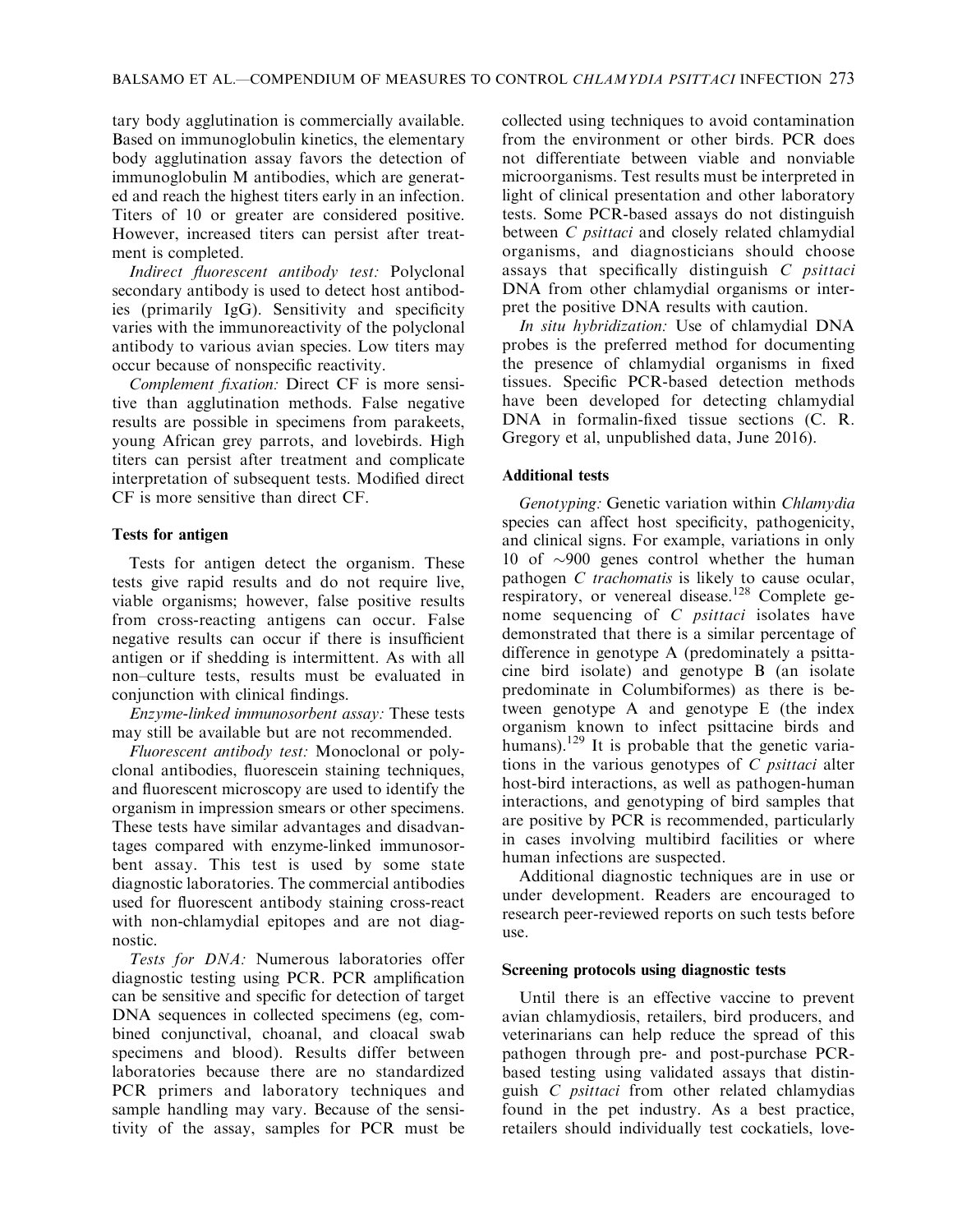tary body agglutination is commercially available. Based on immunoglobulin kinetics, the elementary body agglutination assay favors the detection of immunoglobulin M antibodies, which are generated and reach the highest titers early in an infection. Titers of 10 or greater are considered positive. However, increased titers can persist after treatment is completed.

*Indirect fluorescent antibody test:* Polyclonal secondary antibody is used to detect host antibodies (primarily IgG). Sensitivity and specificity varies with the immunoreactivity of the polyclonal antibody to various avian species. Low titers may occur because of nonspecific reactivity.

*Complement fixation:* Direct CF is more sensitive than agglutination methods. False negative results are possible in specimens from parakeets, young African grey parrots, and lovebirds. High titers can persist after treatment and complicate interpretation of subsequent tests. Modified direct CF is more sensitive than direct CF.

### Tests for antigen

Tests for antigen detect the organism. These tests give rapid results and do not require live, viable organisms; however, false positive results from cross-reacting antigens can occur. False negative results can occur if there is insufficient antigen or if shedding is intermittent. As with all non–culture tests, results must be evaluated in conjunction with clinical findings.

*Enzyme-linked immunosorbent assay:* These tests may still be available but are not recommended.

*Fluorescent antibody test:* Monoclonal or polyclonal antibodies, fluorescein staining techniques, and fluorescent microscopy are used to identify the organism in impression smears or other specimens. These tests have similar advantages and disadvantages compared with enzyme-linked immunosorbent assay. This test is used by some state diagnostic laboratories. The commercial antibodies used for fluorescent antibody staining cross-react with non-chlamydial epitopes and are not diagnostic.

*Tests for DNA:* Numerous laboratories offer diagnostic testing using PCR. PCR amplification can be sensitive and specific for detection of target DNA sequences in collected specimens (eg, combined conjunctival, choanal, and cloacal swab specimens and blood). Results differ between laboratories because there are no standardized PCR primers and laboratory techniques and sample handling may vary. Because of the sensitivity of the assay, samples for PCR must be collected using techniques to avoid contamination from the environment or other birds. PCR does not differentiate between viable and nonviable microorganisms. Test results must be interpreted in light of clinical presentation and other laboratory tests. Some PCR-based assays do not distinguish between *C psittaci* and closely related chlamydial organisms, and diagnosticians should choose assays that specifically distinguish *C psittaci* DNA from other chlamydial organisms or interpret the positive DNA results with caution.

*In situ hybridization:* Use of chlamydial DNA probes is the preferred method for documenting the presence of chlamydial organisms in fixed tissues. Specific PCR-based detection methods have been developed for detecting chlamydial DNA in formalin-fixed tissue sections (C. R. Gregory et al, unpublished data, June 2016).

### Additional tests

*Genotyping:* Genetic variation within *Chlamydia* species can affect host specificity, pathogenicity, and clinical signs. For example, variations in only 10 of ~900 genes control whether the human pathogen *C trachomatis* is likely to cause ocular, respiratory, or venereal disease.[128] Complete genome sequencing of *C psittaci* isolates have demonstrated that there is a similar percentage of difference in genotype A (predominately a psittacine bird isolate) and genotype B (an isolate predominate in Columbiformes) as there is between genotype A and genotype E (the index organism known to infect psittacine birds and humans).[129] It is probable that the genetic variations in the various genotypes of *C psittaci* alter host-bird interactions, as well as pathogen-human interactions, and genotyping of bird samples that are positive by PCR is recommended, particularly in cases involving multibird facilities or where human infections are suspected.

Additional diagnostic techniques are in use or under development. Readers are encouraged to research peer-reviewed reports on such tests before use.

### Screening protocols using diagnostic tests

Until there is an effective vaccine to prevent avian chlamydiosis, retailers, bird producers, and veterinarians can help reduce the spread of this pathogen through pre- and post-purchase PCR-based testing using validated assays that distinguish *C psittaci* from other related chlamydias found in the pet industry. As a best practice, retailers should individually test cockatiels, love-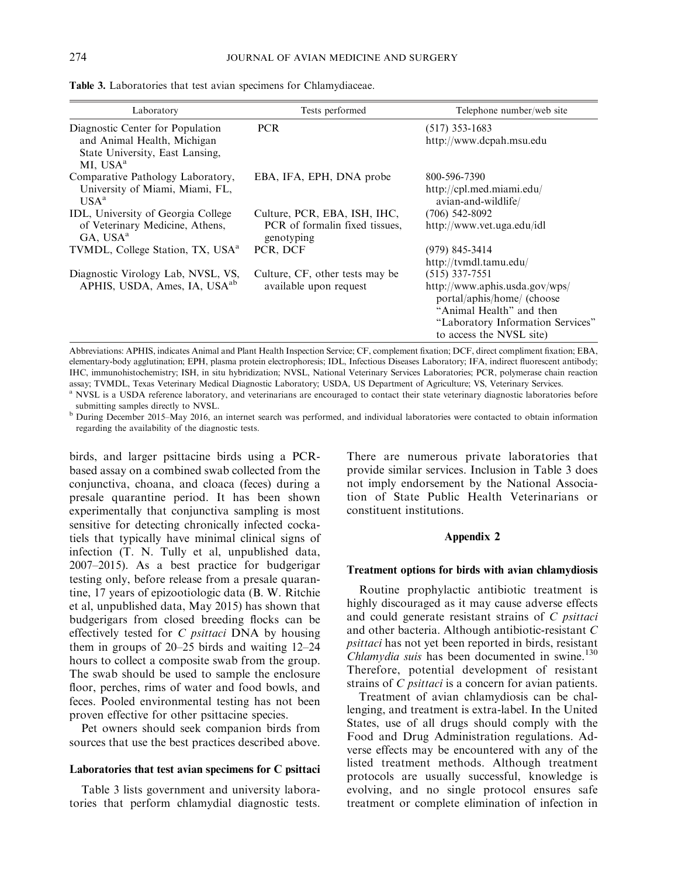Table 3. Laboratories that test avian specimens for Chlamydiaceae.

| Laboratory | Tests performed | Telephone number/web site |
|---|---|---|
| Diagnostic Center for Population and Animal Health, Michigan State University, East Lansing, MI, USA[a] | PCR | (517) 353-1683 http://www.dcpah.msu.edu |
| Comparative Pathology Laboratory, University of Miami, Miami, FL, USA[a] | EBA, IFA, EPH, DNA probe | 800-596-7390 http://cpl.med.miami.edu/avian-and-wildlife/ |
| IDL, University of Georgia College of Veterinary Medicine, Athens, GA, USA[a] | Culture, PCR, EBA, ISH, IHC, PCR of formalin fixed tissues, genotyping | (706) 542-8092 http://www.vet.uga.edu/idl |
| TVMDL, College Station, TX, USA[a] | PCR, DCF | (979) 845-3414 http://tvmdl.tamu.edu/ |
| Diagnostic Virology Lab, NVSL, VS, APHIS, USDA, Ames, IA, USA[ab] | Culture, CF, other tests may be available upon request | (515) 337-7551 http://www.aphis.usda.gov/wps/portal/aphis/home/ (choose "Animal Health" and then "Laboratory Information Services" to access the NVSL site) |

Abbreviations: APHIS, indicates Animal and Plant Health Inspection Service; CF, complement fixation; DCF, direct compliment fixation; EBA, elementary-body agglutination; EPH, plasma protein electrophoresis; IDL, Infectious Diseases Laboratory; IFA, indirect fluorescent antibody; IHC, immunohistochemistry; ISH, in situ hybridization; NVSL, National Veterinary Services Laboratories; PCR, polymerase chain reaction assay; TVMDL, Texas Veterinary Medical Diagnostic Laboratory; USDA, US Department of Agriculture; VS, Veterinary Services.

[a] NVSL is a USDA reference laboratory, and veterinarians are encouraged to contact their state veterinary diagnostic laboratories before submitting samples directly to NVSL.

[b] During December 2015–May 2016, an internet search was performed, and individual laboratories were contacted to obtain information regarding the availability of the diagnostic tests.

birds, and larger psittacine birds using a PCR-based assay on a combined swab collected from the conjunctiva, choana, and cloaca (feces) during a presale quarantine period. It has been shown experimentally that conjunctiva sampling is most sensitive for detecting chronically infected cockatiels that typically have minimal clinical signs of infection (T. N. Tully et al, unpublished data, 2007–2015). As a best practice for budgerigar testing only, before release from a presale quarantine, 17 years of epizootiologic data (B. W. Ritchie et al, unpublished data, May 2015) has shown that budgerigars from closed breeding flocks can be effectively tested for *C psittaci* DNA by housing them in groups of 20–25 birds and waiting 12–24 hours to collect a composite swab from the group. The swab should be used to sample the enclosure floor, perches, rims of water and food bowls, and feces. Pooled environmental testing has not been proven effective for other psittacine species.

Pet owners should seek companion birds from sources that use the best practices described above.

### Laboratories that test avian specimens for C psittaci

Table 3 lists government and university laboratories that perform chlamydial diagnostic tests. There are numerous private laboratories that provide similar services. Inclusion in Table 3 does not imply endorsement by the National Association of State Public Health Veterinarians or constituent institutions.

## Appendix 2

### Treatment options for birds with avian chlamydiosis

Routine prophylactic antibiotic treatment is highly discouraged as it may cause adverse effects and could generate resistant strains of *C psittaci* and other bacteria. Although antibiotic-resistant *C psittaci* has not yet been reported in birds, resistant *Chlamydia suis* has been documented in swine.[130] Therefore, potential development of resistant strains of *C psittaci* is a concern for avian patients.

Treatment of avian chlamydiosis can be challenging, and treatment is extra-label. In the United States, use of all drugs should comply with the Food and Drug Administration regulations. Adverse effects may be encountered with any of the listed treatment methods. Although treatment protocols are usually successful, knowledge is evolving, and no single protocol ensures safe treatment or complete elimination of infection in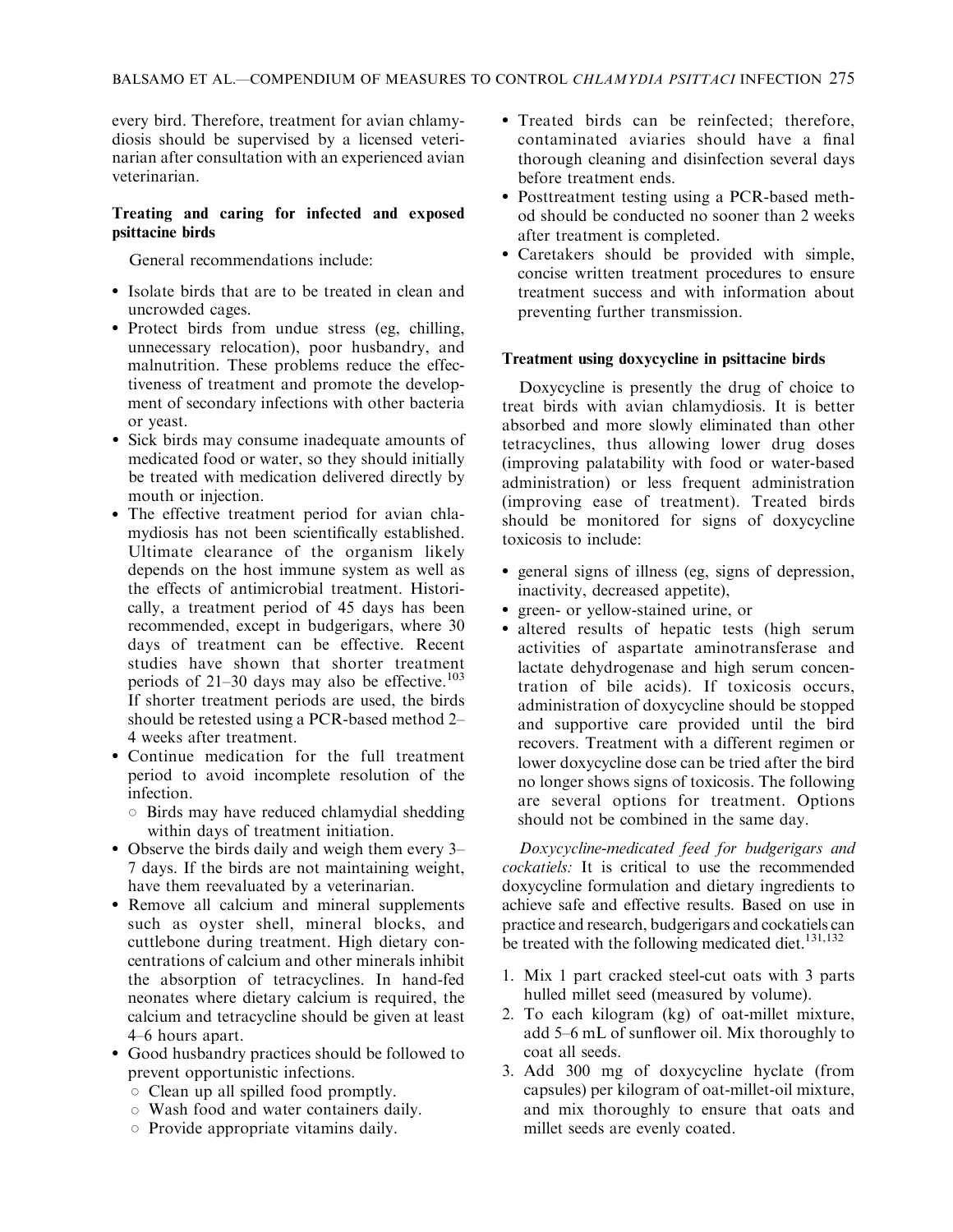every bird. Therefore, treatment for avian chlamydiosis should be supervised by a licensed veterinarian after consultation with an experienced avian veterinarian.

### Treating and caring for infected and exposed psittacine birds

General recommendations include:

- Isolate birds that are to be treated in clean and uncrowded cages.
- Protect birds from undue stress (eg, chilling, unnecessary relocation), poor husbandry, and malnutrition. These problems reduce the effectiveness of treatment and promote the development of secondary infections with other bacteria or yeast.
- Sick birds may consume inadequate amounts of medicated food or water, so they should initially be treated with medication delivered directly by mouth or injection.
- The effective treatment period for avian chlamydiosis has not been scientifically established. Ultimate clearance of the organism likely depends on the host immune system as well as the effects of antimicrobial treatment. Historically, a treatment period of 45 days has been recommended, except in budgerigars, where 30 days of treatment can be effective. Recent studies have shown that shorter treatment periods of 21–30 days may also be effective.[103] If shorter treatment periods are used, the birds should be retested using a PCR-based method 2–4 weeks after treatment.
- Continue medication for the full treatment period to avoid incomplete resolution of the infection.
  - Birds may have reduced chlamydial shedding within days of treatment initiation.
- Observe the birds daily and weigh them every 3–7 days. If the birds are not maintaining weight, have them reevaluated by a veterinarian.
- Remove all calcium and mineral supplements such as oyster shell, mineral blocks, and cuttlebone during treatment. High dietary concentrations of calcium and other minerals inhibit the absorption of tetracyclines. In hand-fed neonates where dietary calcium is required, the calcium and tetracycline should be given at least 4–6 hours apart.
- Good husbandry practices should be followed to prevent opportunistic infections.
  - Clean up all spilled food promptly.
  - Wash food and water containers daily.
  - Provide appropriate vitamins daily.
- Treated birds can be reinfected; therefore, contaminated aviaries should have a final thorough cleaning and disinfection several days before treatment ends.
- Posttreatment testing using a PCR-based method should be conducted no sooner than 2 weeks after treatment is completed.
- Caretakers should be provided with simple, concise written treatment procedures to ensure treatment success and with information about preventing further transmission.

### Treatment using doxycycline in psittacine birds

Doxycycline is presently the drug of choice to treat birds with avian chlamydiosis. It is better absorbed and more slowly eliminated than other tetracyclines, thus allowing lower drug doses (improving palatability with food or water-based administration) or less frequent administration (improving ease of treatment). Treated birds should be monitored for signs of doxycycline toxicosis to include:

- general signs of illness (eg, signs of depression, inactivity, decreased appetite),
- green- or yellow-stained urine, or
- altered results of hepatic tests (high serum activities of aspartate aminotransferase and lactate dehydrogenase and high serum concentration of bile acids). If toxicosis occurs, administration of doxycycline should be stopped and supportive care provided until the bird recovers. Treatment with a different regimen or lower doxycycline dose can be tried after the bird no longer shows signs of toxicosis. The following are several options for treatment. Options should not be combined in the same day.

*Doxycycline-medicated feed for budgerigars and cockatiels:* It is critical to use the recommended doxycycline formulation and dietary ingredients to achieve safe and effective results. Based on use in practice and research, budgerigars and cockatiels can be treated with the following medicated diet.[131,132]

1. Mix 1 part cracked steel-cut oats with 3 parts hulled millet seed (measured by volume).
2. To each kilogram (kg) of oat-millet mixture, add 5–6 mL of sunflower oil. Mix thoroughly to coat all seeds.
3. Add 300 mg of doxycycline hyclate (from capsules) per kilogram of oat-millet-oil mixture, and mix thoroughly to ensure that oats and millet seeds are evenly coated.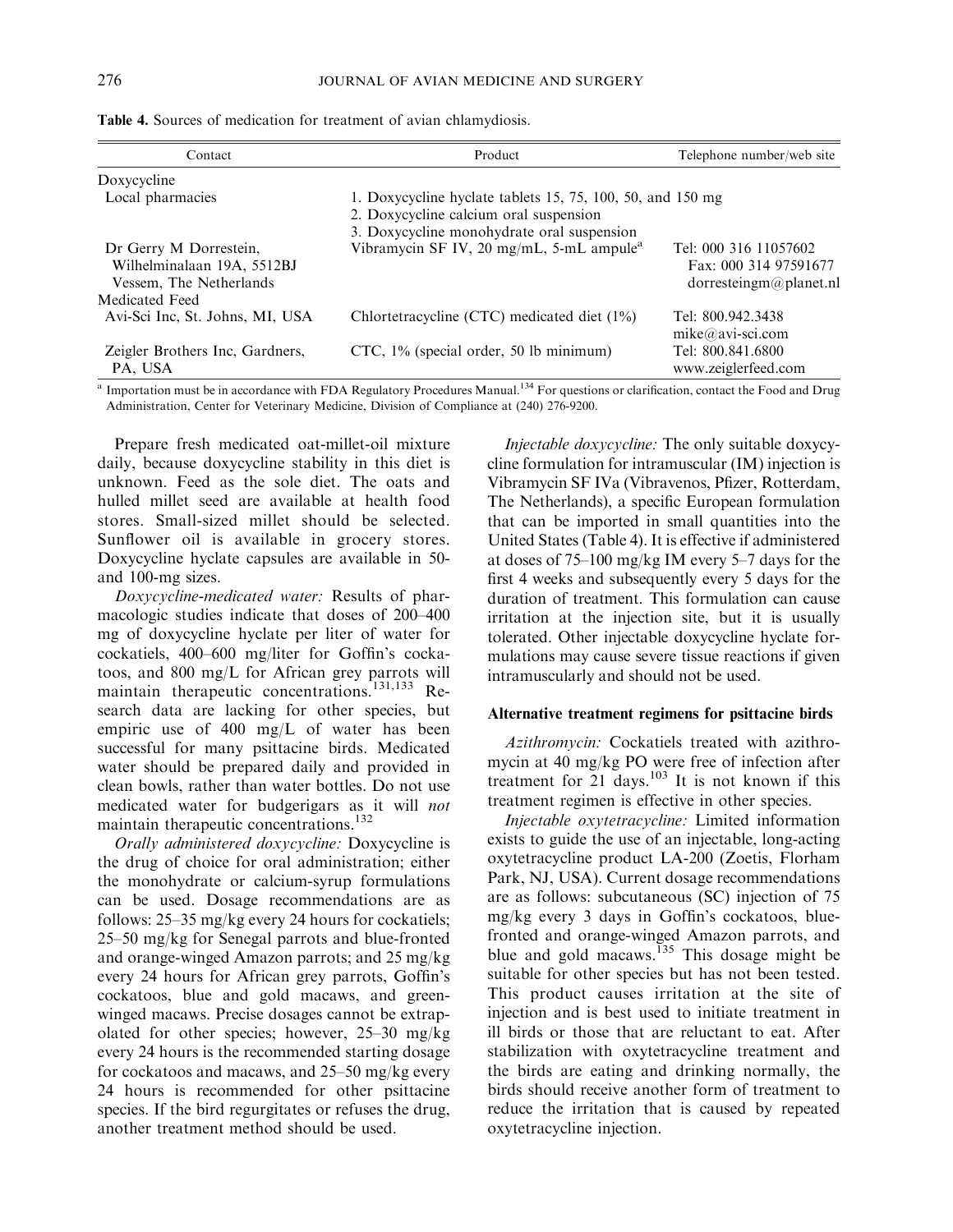**Table 4.** Sources of medication for treatment of avian chlamydiosis.

| Contact | Product | Telephone number/web site |
|---|---|---|
| Doxycycline | | |
| Local pharmacies | 1. Doxycycline hyclate tablets 15, 75, 100, 50, and 150 mg<br>2. Doxycycline calcium oral suspension<br>3. Doxycycline monohydrate oral suspension | |
| Dr Gerry M Dorrestein, Wilhelminalaan 19A, 5512BJ Vessem, The Netherlands | Vibramycin SF IV, 20 mg/mL, 5-mL ampule[a] | Tel: 000 316 11057602<br>Fax: 000 314 97591677<br>dorresteingm@planet.nl |
| Medicated Feed | | |
| Avi-Sci Inc, St. Johns, MI, USA | Chlortetracycline (CTC) medicated diet (1%) | Tel: 800.942.3438<br>mike@avi-sci.com |
| Zeigler Brothers Inc, Gardners, PA, USA | CTC, 1% (special order, 50 lb minimum) | Tel: 800.841.6800<br>www.zeiglerfeed.com |

[a] Importation must be in accordance with FDA Regulatory Procedures Manual.[134] For questions or clarification, contact the Food and Drug Administration, Center for Veterinary Medicine, Division of Compliance at (240) 276-9200.

Prepare fresh medicated oat-millet-oil mixture daily, because doxycycline stability in this diet is unknown. Feed as the sole diet. The oats and hulled millet seed are available at health food stores. Small-sized millet should be selected. Sunflower oil is available in grocery stores. Doxycycline hyclate capsules are available in 50- and 100-mg sizes.

*Doxycycline-medicated water:* Results of pharmacologic studies indicate that doses of 200–400 mg of doxycycline hyclate per liter of water for cockatiels, 400–600 mg/liter for Goffin's cockatoos, and 800 mg/L for African grey parrots will maintain therapeutic concentrations.[131,133] Research data are lacking for other species, but empiric use of 400 mg/L of water has been successful for many psittacine birds. Medicated water should be prepared daily and provided in clean bowls, rather than water bottles. Do not use medicated water for budgerigars as it will *not* maintain therapeutic concentrations.[132]

*Orally administered doxycycline:* Doxycycline is the drug of choice for oral administration; either the monohydrate or calcium-syrup formulations can be used. Dosage recommendations are as follows: 25–35 mg/kg every 24 hours for cockatiels; 25–50 mg/kg for Senegal parrots and blue-fronted and orange-winged Amazon parrots; and 25 mg/kg every 24 hours for African grey parrots, Goffin's cockatoos, blue and gold macaws, and green-winged macaws. Precise dosages cannot be extrapolated for other species; however, 25–30 mg/kg every 24 hours is the recommended starting dosage for cockatoos and macaws, and 25–50 mg/kg every 24 hours is recommended for other psittacine species. If the bird regurgitates or refuses the drug, another treatment method should be used.

*Injectable doxycycline:* The only suitable doxycycline formulation for intramuscular (IM) injection is Vibramycin SF IVa (Vibravenos, Pfizer, Rotterdam, The Netherlands), a specific European formulation that can be imported in small quantities into the United States (Table 4). It is effective if administered at doses of 75–100 mg/kg IM every 5–7 days for the first 4 weeks and subsequently every 5 days for the duration of treatment. This formulation can cause irritation at the injection site, but it is usually tolerated. Other injectable doxycycline hyclate formulations may cause severe tissue reactions if given intramuscularly and should not be used.

### Alternative treatment regimens for psittacine birds

*Azithromycin:* Cockatiels treated with azithromycin at 40 mg/kg PO were free of infection after treatment for 21 days.[103] It is not known if this treatment regimen is effective in other species.

*Injectable oxytetracycline:* Limited information exists to guide the use of an injectable, long-acting oxytetracycline product LA-200 (Zoetis, Florham Park, NJ, USA). Current dosage recommendations are as follows: subcutaneous (SC) injection of 75 mg/kg every 3 days in Goffin's cockatoos, blue-fronted and orange-winged Amazon parrots, and blue and gold macaws.[135] This dosage might be suitable for other species but has not been tested. This product causes irritation at the site of injection and is best used to initiate treatment in ill birds or those that are reluctant to eat. After stabilization with oxytetracycline treatment and the birds are eating and drinking normally, the birds should receive another form of treatment to reduce the irritation that is caused by repeated oxytetracycline injection.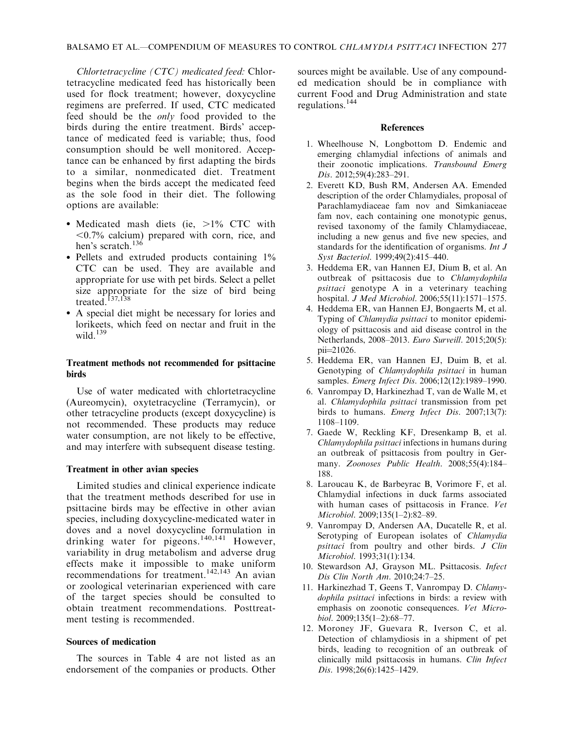*Chlortetracycline (CTC) medicated feed:* Chlortetracycline medicated feed has historically been used for flock treatment; however, doxycycline regimens are preferred. If used, CTC medicated feed should be the *only* food provided to the birds during the entire treatment. Birds' acceptance of medicated feed is variable; thus, food consumption should be well monitored. Acceptance can be enhanced by first adapting the birds to a similar, nonmedicated diet. Treatment begins when the birds accept the medicated feed as the sole food in their diet. The following options are available:

- Medicated mash diets (ie, >1% CTC with <0.7% calcium) prepared with corn, rice, and hen's scratch.[136]
- Pellets and extruded products containing 1% CTC can be used. They are available and appropriate for use with pet birds. Select a pellet size appropriate for the size of bird being treated.[137,138]
- A special diet might be necessary for lories and lorikeets, which feed on nectar and fruit in the wild.[139]

### Treatment methods not recommended for psittacine birds

Use of water medicated with chlortetracycline (Aureomycin), oxytetracycline (Terramycin), or other tetracycline products (except doxycycline) is not recommended. These products may reduce water consumption, are not likely to be effective, and may interfere with subsequent disease testing.

### Treatment in other avian species

Limited studies and clinical experience indicate that the treatment methods described for use in psittacine birds may be effective in other avian species, including doxycycline-medicated water in doves and a novel doxycycline formulation in drinking water for pigeons.[140,141] However, variability in drug metabolism and adverse drug effects make it impossible to make uniform recommendations for treatment.[142,143] An avian or zoological veterinarian experienced with care of the target species should be consulted to obtain treatment recommendations. Posttreatment testing is recommended.

### Sources of medication

The sources in Table 4 are not listed as an endorsement of the companies or products. Other sources might be available. Use of any compounded medication should be in compliance with current Food and Drug Administration and state regulations.[144]

## References

1. Wheelhouse N, Longbottom D. Endemic and emerging chlamydial infections of animals and their zoonotic implications. *Transbound Emerg Dis*. 2012;59(4):283–291.
2. Everett KD, Bush RM, Andersen AA. Emended description of the order Chlamydiales, proposal of Parachlamydiaceae fam nov and Simkaniaceae fam nov, each containing one monotypic genus, revised taxonomy of the family Chlamydiaceae, including a new genus and five new species, and standards for the identification of organisms. *Int J Syst Bacteriol*. 1999;49(2):415–440.
3. Heddema ER, van Hannen EJ, Dium B, et al. An outbreak of psittacosis due to *Chlamydophila psittaci* genotype A in a veterinary teaching hospital. *J Med Microbiol*. 2006;55(11):1571–1575.
4. Heddema ER, van Hannen EJ, Bongaerts M, et al. Typing of *Chlamydia psittaci* to monitor epidemiology of psittacosis and aid disease control in the Netherlands, 2008–2013. *Euro Surveill*. 2015;20(5): pii=21026.
5. Heddema ER, van Hannen EJ, Duim B, et al. Genotyping of *Chlamydophila psittaci* in human samples. *Emerg Infect Dis*. 2006;12(12):1989–1990.
6. Vanrompay D, Harkinezhad T, van de Walle M, et al. *Chlamydophila psittaci* transmission from pet birds to humans. *Emerg Infect Dis*. 2007;13(7): 1108–1109.
7. Gaede W, Reckling KF, Dresenkamp B, et al. *Chlamydophila psittaci* infections in humans during an outbreak of psittacosis from poultry in Germany. *Zoonoses Public Health*. 2008;55(4):184–188.
8. Laroucau K, de Barbeyrac B, Vorimore F, et al. Chlamydial infections in duck farms associated with human cases of psittacosis in France. *Vet Microbiol*. 2009;135(1–2):82–89.
9. Vanrompay D, Andersen AA, Ducatelle R, et al. Serotyping of European isolates of *Chlamydia psittaci* from poultry and other birds. *J Clin Microbiol*. 1993;31(1):134.
10. Stewardson AJ, Grayson ML. Psittacosis. *Infect Dis Clin North Am*. 2010;24:7–25.
11. Harkinezhad T, Geens T, Vanrompay D. *Chlamydophila psittaci* infections in birds: a review with emphasis on zoonotic consequences. *Vet Microbiol*. 2009;135(1–2):68–77.
12. Moroney JF, Guevara R, Iverson C, et al. Detection of chlamydiosis in a shipment of pet birds, leading to recognition of an outbreak of clinically mild psittacosis in humans. *Clin Infect Dis*. 1998;26(6):1425–1429.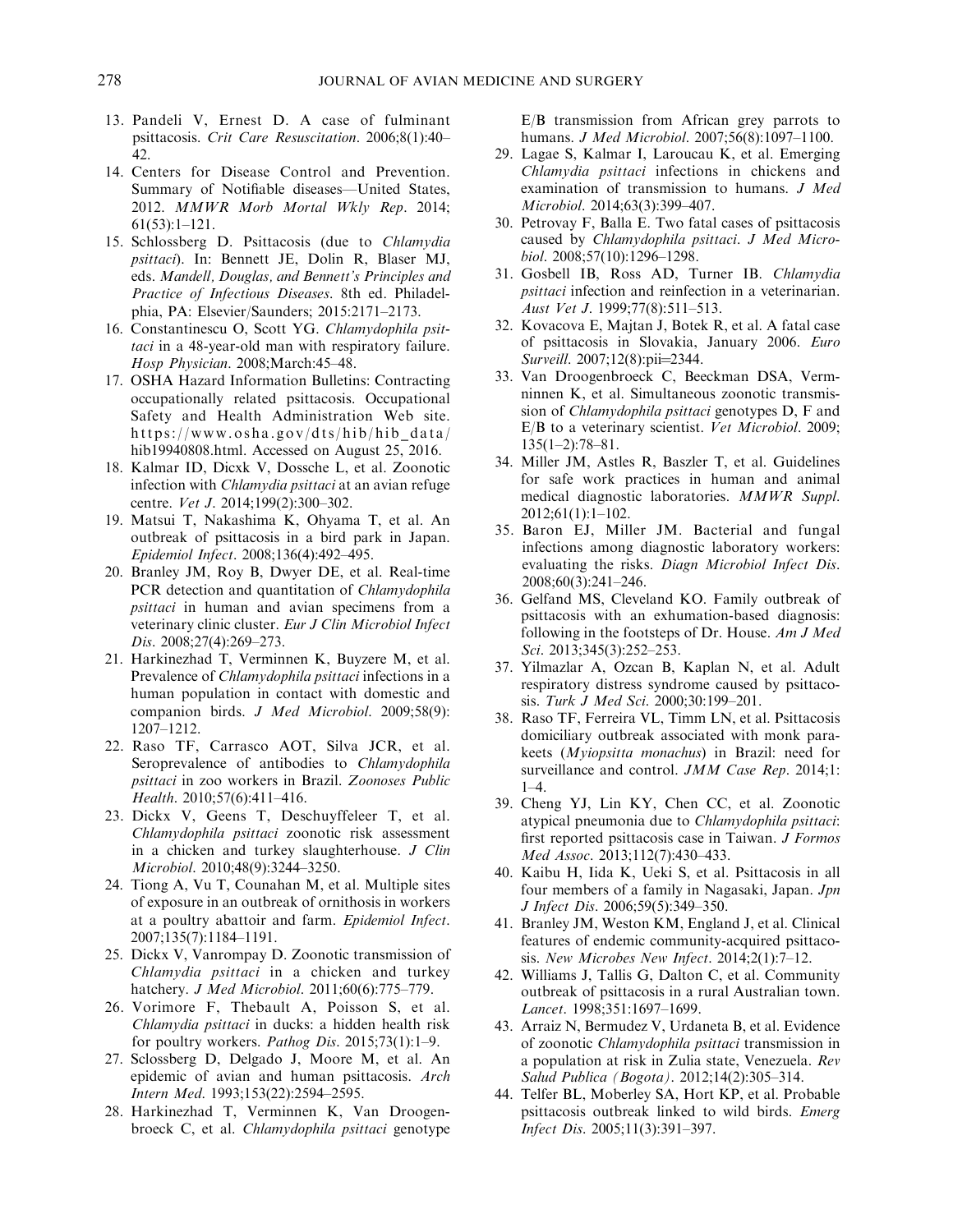13. Pandeli V, Ernest D. A case of fulminant psittacosis. *Crit Care Resuscitation*. 2006;8(1):40–42.
14. Centers for Disease Control and Prevention. Summary of Notifiable diseases—United States, 2012. *MMWR Morb Mortal Wkly Rep*. 2014; 61(53):1–121.
15. Schlossberg D. Psittacosis (due to *Chlamydia psittaci*). In: Bennett JE, Dolin R, Blaser MJ, eds. *Mandell, Douglas, and Bennett's Principles and Practice of Infectious Diseases*. 8th ed. Philadelphia, PA: Elsevier/Saunders; 2015:2171–2173.
16. Constantinescu O, Scott YG. *Chlamydophila psittaci* in a 48-year-old man with respiratory failure. *Hosp Physician*. 2008;March:45–48.
17. OSHA Hazard Information Bulletins: Contracting occupationally related psittacosis. Occupational Safety and Health Administration Web site. https://www.osha.gov/dts/hib/hib_data/hib19940808.html. Accessed on August 25, 2016.
18. Kalmar ID, Dicxk V, Dossche L, et al. Zoonotic infection with *Chlamydia psittaci* at an avian refuge centre. *Vet J*. 2014;199(2):300–302.
19. Matsui T, Nakashima K, Ohyama T, et al. An outbreak of psittacosis in a bird park in Japan. *Epidemiol Infect*. 2008;136(4):492–495.
20. Branley JM, Roy B, Dwyer DE, et al. Real-time PCR detection and quantitation of *Chlamydophila psittaci* in human and avian specimens from a veterinary clinic cluster. *Eur J Clin Microbiol Infect Dis*. 2008;27(4):269–273.
21. Harkinezhad T, Verminnen K, Buyzere M, et al. Prevalence of *Chlamydophila psittaci* infections in a human population in contact with domestic and companion birds. *J Med Microbiol*. 2009;58(9): 1207–1212.
22. Raso TF, Carrasco AOT, Silva JCR, et al. Seroprevalence of antibodies to *Chlamydophila psittaci* in zoo workers in Brazil. *Zoonoses Public Health*. 2010;57(6):411–416.
23. Dickx V, Geens T, Deschuyffeleer T, et al. *Chlamydophila psittaci* zoonotic risk assessment in a chicken and turkey slaughterhouse. *J Clin Microbiol*. 2010;48(9):3244–3250.
24. Tiong A, Vu T, Counahan M, et al. Multiple sites of exposure in an outbreak of ornithosis in workers at a poultry abattoir and farm. *Epidemiol Infect*. 2007;135(7):1184–1191.
25. Dickx V, Vanrompay D. Zoonotic transmission of *Chlamydia psittaci* in a chicken and turkey hatchery. *J Med Microbiol*. 2011;60(6):775–779.
26. Vorimore F, Thebault A, Poisson S, et al. *Chlamydia psittaci* in ducks: a hidden health risk for poultry workers. *Pathog Dis*. 2015;73(1):1–9.
27. Sclossberg D, Delgado J, Moore M, et al. An epidemic of avian and human psittacosis. *Arch Intern Med*. 1993;153(22):2594–2595.
28. Harkinezhad T, Verminnen K, Van Droogenbroeck C, et al. *Chlamydophila psittaci* genotype E/B transmission from African grey parrots to humans. *J Med Microbiol*. 2007;56(8):1097–1100.
29. Lagae S, Kalmar I, Laroucau K, et al. Emerging *Chlamydia psittaci* infections in chickens and examination of transmission to humans. *J Med Microbiol*. 2014;63(3):399–407.
30. Petrovay F, Balla E. Two fatal cases of psittacosis caused by *Chlamydophila psittaci*. *J Med Microbiol*. 2008;57(10):1296–1298.
31. Gosbell IB, Ross AD, Turner IB. *Chlamydia psittaci* infection and reinfection in a veterinarian. *Aust Vet J*. 1999;77(8):511–513.
32. Kovacova E, Majtan J, Botek R, et al. A fatal case of psittacosis in Slovakia, January 2006. *Euro Surveill*. 2007;12(8):pii=2344.
33. Van Droogenbroeck C, Beeckman DSA, Vermninnen K, et al. Simultaneous zoonotic transmission of *Chlamydophila psittaci* genotypes D, F and E/B to a veterinary scientist. *Vet Microbiol*. 2009; 135(1–2):78–81.
34. Miller JM, Astles R, Baszler T, et al. Guidelines for safe work practices in human and animal medical diagnostic laboratories. *MMWR Suppl*. 2012;61(1):1–102.
35. Baron EJ, Miller JM. Bacterial and fungal infections among diagnostic laboratory workers: evaluating the risks. *Diagn Microbiol Infect Dis*. 2008;60(3):241–246.
36. Gelfand MS, Cleveland KO. Family outbreak of psittacosis with an exhumation-based diagnosis: following in the footsteps of Dr. House. *Am J Med Sci*. 2013;345(3):252–253.
37. Yilmazlar A, Ozcan B, Kaplan N, et al. Adult respiratory distress syndrome caused by psittacosis. *Turk J Med Sci*. 2000;30:199–201.
38. Raso TF, Ferreira VL, Timm LN, et al. Psittacosis domiciliary outbreak associated with monk parakeets (*Myiopsitta monachus*) in Brazil: need for surveillance and control. *JMM Case Rep*. 2014;1: 1–4.
39. Cheng YJ, Lin KY, Chen CC, et al. Zoonotic atypical pneumonia due to *Chlamydophila psittaci*: first reported psittacosis case in Taiwan. *J Formos Med Assoc*. 2013;112(7):430–433.
40. Kaibu H, Iida K, Ueki S, et al. Psittacosis in all four members of a family in Nagasaki, Japan. *Jpn J Infect Dis*. 2006;59(5):349–350.
41. Branley JM, Weston KM, England J, et al. Clinical features of endemic community-acquired psittacosis. *New Microbes New Infect*. 2014;2(1):7–12.
42. Williams J, Tallis G, Dalton C, et al. Community outbreak of psittacosis in a rural Australian town. *Lancet*. 1998;351:1697–1699.
43. Arraiz N, Bermudez V, Urdaneta B, et al. Evidence of zoonotic *Chlamydia psittaci* transmission in a population at risk in Zulia state, Venezuela. *Rev Salud Publica (Bogota)*. 2012;14(2):305–314.
44. Telfer BL, Moberley SA, Hort KP, et al. Probable psittacosis outbreak linked to wild birds. *Emerg Infect Dis*. 2005;11(3):391–397.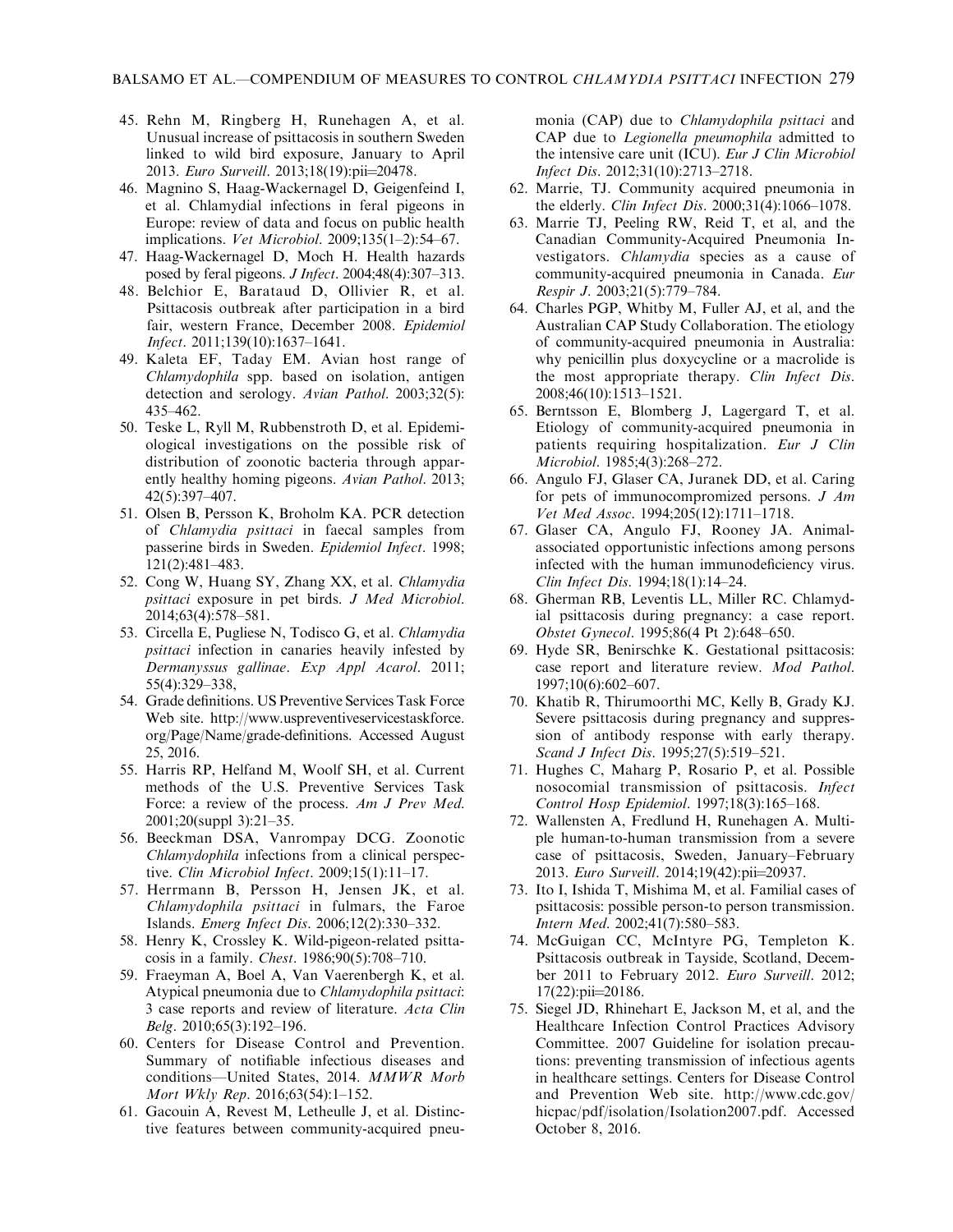45. Rehn M, Ringberg H, Runehagen A, et al. Unusual increase of psittacosis in southern Sweden linked to wild bird exposure, January to April 2013. *Euro Surveill*. 2013;18(19):pii=20478.
46. Magnino S, Haag-Wackernagel D, Geigenfeind I, et al. Chlamydial infections in feral pigeons in Europe: review of data and focus on public health implications. *Vet Microbiol*. 2009;135(1–2):54–67.
47. Haag-Wackernagel D, Moch H. Health hazards posed by feral pigeons. *J Infect*. 2004;48(4):307–313.
48. Belchior E, Barataud D, Ollivier R, et al. Psittacosis outbreak after participation in a bird fair, western France, December 2008. *Epidemiol Infect*. 2011;139(10):1637–1641.
49. Kaleta EF, Taday EM. Avian host range of *Chlamydophila* spp. based on isolation, antigen detection and serology. *Avian Pathol*. 2003;32(5): 435–462.
50. Teske L, Ryll M, Rubbenstroth D, et al. Epidemiological investigations on the possible risk of distribution of zoonotic bacteria through apparently healthy homing pigeons. *Avian Pathol*. 2013; 42(5):397–407.
51. Olsen B, Persson K, Broholm KA. PCR detection of *Chlamydia psittaci* in faecal samples from passerine birds in Sweden. *Epidemiol Infect*. 1998; 121(2):481–483.
52. Cong W, Huang SY, Zhang XX, et al. *Chlamydia psittaci* exposure in pet birds. *J Med Microbiol*. 2014;63(4):578–581.
53. Circella E, Pugliese N, Todisco G, et al. *Chlamydia psittaci* infection in canaries heavily infested by *Dermanyssus gallinae*. *Exp Appl Acarol*. 2011; 55(4):329–338,
54. Grade definitions. US Preventive Services Task Force Web site. http://www.uspreventiveservicestaskforce.org/Page/Name/grade-definitions. Accessed August 25, 2016.
55. Harris RP, Helfand M, Woolf SH, et al. Current methods of the U.S. Preventive Services Task Force: a review of the process. *Am J Prev Med*. 2001;20(suppl 3):21–35.
56. Beeckman DSA, Vanrompay DCG. Zoonotic *Chlamydophila* infections from a clinical perspective. *Clin Microbiol Infect*. 2009;15(1):11–17.
57. Herrmann B, Persson H, Jensen JK, et al. *Chlamydophila psittaci* in fulmars, the Faroe Islands. *Emerg Infect Dis*. 2006;12(2):330–332.
58. Henry K, Crossley K. Wild-pigeon-related psittacosis in a family. *Chest*. 1986;90(5):708–710.
59. Fraeyman A, Boel A, Van Vaerenbergh K, et al. Atypical pneumonia due to *Chlamydophila psittaci*: 3 case reports and review of literature. *Acta Clin Belg*. 2010;65(3):192–196.
60. Centers for Disease Control and Prevention. Summary of notifiable infectious diseases and conditions—United States, 2014. *MMWR Morb Mort Wkly Rep*. 2016;63(54):1–152.
61. Gacouin A, Revest M, Letheulle J, et al. Distinctive features between community-acquired pneumonia (CAP) due to *Chlamydophila psittaci* and CAP due to *Legionella pneumophila* admitted to the intensive care unit (ICU). *Eur J Clin Microbiol Infect Dis*. 2012;31(10):2713–2718.
62. Marrie, TJ. Community acquired pneumonia in the elderly. *Clin Infect Dis*. 2000;31(4):1066–1078.
63. Marrie TJ, Peeling RW, Reid T, et al, and the Canadian Community-Acquired Pneumonia Investigators. *Chlamydia* species as a cause of community-acquired pneumonia in Canada. *Eur Respir J*. 2003;21(5):779–784.
64. Charles PGP, Whitby M, Fuller AJ, et al, and the Australian CAP Study Collaboration. The etiology of community-acquired pneumonia in Australia: why penicillin plus doxycycline or a macrolide is the most appropriate therapy. *Clin Infect Dis*. 2008;46(10):1513–1521.
65. Berntsson E, Blomberg J, Lagergard T, et al. Etiology of community-acquired pneumonia in patients requiring hospitalization. *Eur J Clin Microbiol*. 1985;4(3):268–272.
66. Angulo FJ, Glaser CA, Juranek DD, et al. Caring for pets of immunocompromized persons. *J Am Vet Med Assoc*. 1994;205(12):1711–1718.
67. Glaser CA, Angulo FJ, Rooney JA. Animal-associated opportunistic infections among persons infected with the human immunodeficiency virus. *Clin Infect Dis*. 1994;18(1):14–24.
68. Gherman RB, Leventis LL, Miller RC. Chlamydial psittacosis during pregnancy: a case report. *Obstet Gynecol*. 1995;86(4 Pt 2):648–650.
69. Hyde SR, Benirschke K. Gestational psittacosis: case report and literature review. *Mod Pathol*. 1997;10(6):602–607.
70. Khatib R, Thirumoorthi MC, Kelly B, Grady KJ. Severe psittacosis during pregnancy and suppression of antibody response with early therapy. *Scand J Infect Dis*. 1995;27(5):519–521.
71. Hughes C, Maharg P, Rosario P, et al. Possible nosocomial transmission of psittacosis. *Infect Control Hosp Epidemiol*. 1997;18(3):165–168.
72. Wallensten A, Fredlund H, Runehagen A. Multiple human-to-human transmission from a severe case of psittacosis, Sweden, January–February 2013. *Euro Surveill*. 2014;19(42):pii=20937.
73. Ito I, Ishida T, Mishima M, et al. Familial cases of psittacosis: possible person-to person transmission. *Intern Med*. 2002;41(7):580–583.
74. McGuigan CC, McIntyre PG, Templeton K. Psittacosis outbreak in Tayside, Scotland, December 2011 to February 2012. *Euro Surveill*. 2012; 17(22):pii=20186.
75. Siegel JD, Rhinehart E, Jackson M, et al, and the Healthcare Infection Control Practices Advisory Committee. 2007 Guideline for isolation precautions: preventing transmission of infectious agents in healthcare settings. Centers for Disease Control and Prevention Web site. http://www.cdc.gov/hicpac/pdf/isolation/Isolation2007.pdf. Accessed October 8, 2016.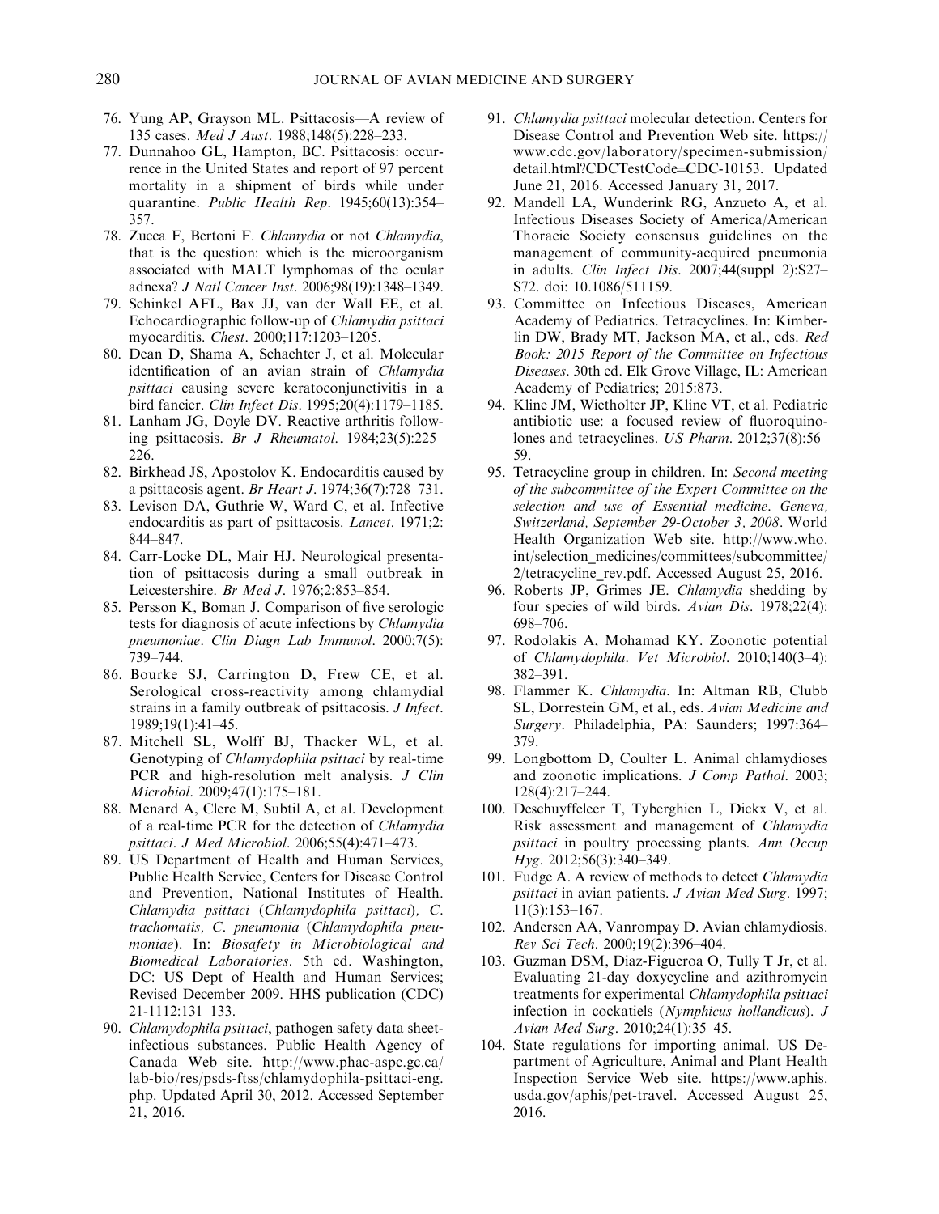76. Yung AP, Grayson ML. Psittacosis—A review of 135 cases. *Med J Aust*. 1988;148(5):228–233.
77. Dunnahoo GL, Hampton, BC. Psittacosis: occurrence in the United States and report of 97 percent mortality in a shipment of birds while under quarantine. *Public Health Rep*. 1945;60(13):354–357.
78. Zucca F, Bertoni F. *Chlamydia* or not *Chlamydia*, that is the question: which is the microorganism associated with MALT lymphomas of the ocular adnexa? *J Natl Cancer Inst*. 2006;98(19):1348–1349.
79. Schinkel AFL, Bax JJ, van der Wall EE, et al. Echocardiographic follow-up of *Chlamydia psittaci* myocarditis. *Chest*. 2000;117:1203–1205.
80. Dean D, Shama A, Schachter J, et al. Molecular identification of an avian strain of *Chlamydia psittaci* causing severe keratoconjunctivitis in a bird fancier. *Clin Infect Dis*. 1995;20(4):1179–1185.
81. Lanham JG, Doyle DV. Reactive arthritis following psittacosis. *Br J Rheumatol*. 1984;23(5):225–226.
82. Birkhead JS, Apostolov K. Endocarditis caused by a psittacosis agent. *Br Heart J*. 1974;36(7):728–731.
83. Levison DA, Guthrie W, Ward C, et al. Infective endocarditis as part of psittacosis. *Lancet*. 1971;2: 844–847.
84. Carr-Locke DL, Mair HJ. Neurological presentation of psittacosis during a small outbreak in Leicestershire. *Br Med J*. 1976;2:853–854.
85. Persson K, Boman J. Comparison of five serologic tests for diagnosis of acute infections by *Chlamydia pneumoniae*. *Clin Diagn Lab Immunol*. 2000;7(5): 739–744.
86. Bourke SJ, Carrington D, Frew CE, et al. Serological cross-reactivity among chlamydial strains in a family outbreak of psittacosis. *J Infect*. 1989;19(1):41–45.
87. Mitchell SL, Wolff BJ, Thacker WL, et al. Genotyping of *Chlamydophila psittaci* by real-time PCR and high-resolution melt analysis. *J Clin Microbiol*. 2009;47(1):175–181.
88. Menard A, Clerc M, Subtil A, et al. Development of a real-time PCR for the detection of *Chlamydia psittaci*. *J Med Microbiol*. 2006;55(4):471–473.
89. US Department of Health and Human Services, Public Health Service, Centers for Disease Control and Prevention, National Institutes of Health. *Chlamydia psittaci* (*Chlamydophila psittaci*), *C. trachomatis, C. pneumonia* (*Chlamydophila pneumoniae*). In: *Biosafety in Microbiological and Biomedical Laboratories*. 5th ed. Washington, DC: US Dept of Health and Human Services; Revised December 2009. HHS publication (CDC) 21-1112:131–133.
90. *Chlamydophila psittaci*, pathogen safety data sheet-infectious substances. Public Health Agency of Canada Web site. http://www.phac-aspc.gc.ca/lab-bio/res/psds-ftss/chlamydophila-psittaci-eng.php. Updated April 30, 2012. Accessed September 21, 2016.
91. *Chlamydia psittaci* molecular detection. Centers for Disease Control and Prevention Web site. https://www.cdc.gov/laboratory/specimen-submission/detail.html?CDCTestCode=CDC-10153. Updated June 21, 2016. Accessed January 31, 2017.
92. Mandell LA, Wunderink RG, Anzueto A, et al. Infectious Diseases Society of America/American Thoracic Society consensus guidelines on the management of community-acquired pneumonia in adults. *Clin Infect Dis*. 2007;44(suppl 2):S27–S72. doi: 10.1086/511159.
93. Committee on Infectious Diseases, American Academy of Pediatrics. Tetracyclines. In: Kimberlin DW, Brady MT, Jackson MA, et al., eds. *Red Book: 2015 Report of the Committee on Infectious Diseases*. 30th ed. Elk Grove Village, IL: American Academy of Pediatrics; 2015:873.
94. Kline JM, Wietholter JP, Kline VT, et al. Pediatric antibiotic use: a focused review of fluoroquinolones and tetracyclines. *US Pharm*. 2012;37(8):56–59.
95. Tetracycline group in children. In: *Second meeting of the subcommittee of the Expert Committee on the selection and use of Essential medicine. Geneva, Switzerland, September 29-October 3, 2008*. World Health Organization Web site. http://www.who.int/selection_medicines/committees/subcommittee/2/tetracycline_rev.pdf. Accessed August 25, 2016.
96. Roberts JP, Grimes JE. *Chlamydia* shedding by four species of wild birds. *Avian Dis*. 1978;22(4): 698–706.
97. Rodolakis A, Mohamad KY. Zoonotic potential of *Chlamydophila*. *Vet Microbiol*. 2010;140(3–4): 382–391.
98. Flammer K. *Chlamydia*. In: Altman RB, Clubb SL, Dorrestein GM, et al., eds. *Avian Medicine and Surgery*. Philadelphia, PA: Saunders; 1997:364–379.
99. Longbottom D, Coulter L. Animal chlamydioses and zoonotic implications. *J Comp Pathol*. 2003; 128(4):217–244.
100. Deschuyffeleer T, Tyberghien L, Dickx V, et al. Risk assessment and management of *Chlamydia psittaci* in poultry processing plants. *Ann Occup Hyg*. 2012;56(3):340–349.
101. Fudge A. A review of methods to detect *Chlamydia psittaci* in avian patients. *J Avian Med Surg*. 1997; 11(3):153–167.
102. Andersen AA, Vanrompay D. Avian chlamydiosis. *Rev Sci Tech*. 2000;19(2):396–404.
103. Guzman DSM, Diaz-Figueroa O, Tully T Jr, et al. Evaluating 21-day doxycycline and azithromycin treatments for experimental *Chlamydophila psittaci* infection in cockatiels (*Nymphicus hollandicus*). *J Avian Med Surg*. 2010;24(1):35–45.
104. State regulations for importing animal. US Department of Agriculture, Animal and Plant Health Inspection Service Web site. https://www.aphis.usda.gov/aphis/pet-travel. Accessed August 25, 2016.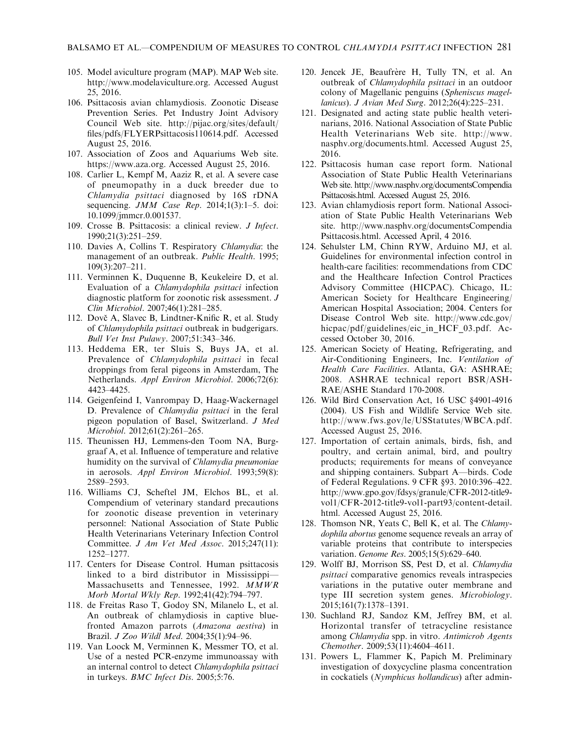105. Model aviculture program (MAP). MAP Web site. http://www.modelaviculture.org. Accessed August 25, 2016.
106. Psittacosis avian chlamydiosis. Zoonotic Disease Prevention Series. Pet Industry Joint Advisory Council Web site. http://pijac.org/sites/default/files/pdfs/FLYERPsittacosis110614.pdf. Accessed August 25, 2016.
107. Association of Zoos and Aquariums Web site. https://www.aza.org. Accessed August 25, 2016.
108. Carlier L, Kempf M, Aaziz R, et al. A severe case of pneumopathy in a duck breeder due to *Chlamydia psittaci* diagnosed by 16S rDNA sequencing. *JMM Case Rep*. 2014;1(3):1–5. doi: 10.1099/jmmcr.0.001537.
109. Crosse B. Psittacosis: a clinical review. *J Infect*. 1990;21(3):251–259.
110. Davies A, Collins T. Respiratory *Chlamydia*: the management of an outbreak. *Public Health*. 1995; 109(3):207–211.
111. Verminnen K, Duquenne B, Keukeleire D, et al. Evaluation of a *Chlamydophila psittaci* infection diagnostic platform for zoonotic risk assessment. *J Clin Microbiol*. 2007;46(1):281–285.
112. Dovč A, Slavec B, Lindtner-Knific R, et al. Study of *Chlamydophila psittaci* outbreak in budgerigars. *Bull Vet Inst Pulawy*. 2007;51:343–346.
113. Heddema ER, ter Sluis S, Buys JA, et al. Prevalence of *Chlamydophila psittaci* in fecal droppings from feral pigeons in Amsterdam, The Netherlands. *Appl Environ Microbiol*. 2006;72(6): 4423–4425.
114. Geigenfeind I, Vanrompay D, Haag-Wackernagel D. Prevalence of *Chlamydia psittaci* in the feral pigeon population of Basel, Switzerland. *J Med Microbiol*. 2012;61(2):261–265.
115. Theunissen HJ, Lemmens-den Toom NA, Burggraaf A, et al. Influence of temperature and relative humidity on the survival of *Chlamydia pneumoniae* in aerosols. *Appl Environ Microbiol*. 1993;59(8): 2589–2593.
116. Williams CJ, Scheftel JM, Elchos BL, et al. Compendium of veterinary standard precautions for zoonotic disease prevention in veterinary personnel: National Association of State Public Health Veterinarians Veterinary Infection Control Committee. *J Am Vet Med Assoc*. 2015;247(11): 1252–1277.
117. Centers for Disease Control. Human psittacosis linked to a bird distributor in Mississippi—Massachusetts and Tennessee, 1992. *MMWR Morb Mortal Wkly Rep*. 1992;41(42):794–797.
118. de Freitas Raso T, Godoy SN, Milanelo L, et al. An outbreak of chlamydiosis in captive blue-fronted Amazon parrots (*Amazona aestiva*) in Brazil. *J Zoo Wildl Med*. 2004;35(1):94–96.
119. Van Loock M, Verminnen K, Messmer TO, et al. Use of a nested PCR-enzyme immunoassay with an internal control to detect *Chlamydophila psittaci* in turkeys. *BMC Infect Dis*. 2005;5:76.
120. Jencek JE, Beaufrère H, Tully TN, et al. An outbreak of *Chlamydophila psittaci* in an outdoor colony of Magellanic penguins (*Spheniscus magellanicus*). *J Avian Med Surg*. 2012;26(4):225–231.
121. Designated and acting state public health veterinarians, 2016. National Association of State Public Health Veterinarians Web site. http://www.nasphv.org/documents.html. Accessed August 25, 2016.
122. Psittacosis human case report form. National Association of State Public Health Veterinarians Web site. http://www.nasphv.org/documentsCompendiaPsittacosis.html. Accessed August 25, 2016.
123. Avian chlamydiosis report form. National Association of State Public Health Veterinarians Web site. http://www.nasphv.org/documentsCompendiaPsittacosis.html. Accessed April, 4 2016.
124. Sehulster LM, Chinn RYW, Arduino MJ, et al. Guidelines for environmental infection control in health-care facilities: recommendations from CDC and the Healthcare Infection Control Practices Advisory Committee (HICPAC). Chicago, IL: American Society for Healthcare Engineering/American Hospital Association; 2004. Centers for Disease Control Web site. http://www.cdc.gov/hicpac/pdf/guidelines/eic_in_HCF_03.pdf. Accessed October 30, 2016.
125. American Society of Heating, Refrigerating, and Air-Conditioning Engineers, Inc. *Ventilation of Health Care Facilities*. Atlanta, GA: ASHRAE; 2008. ASHRAE technical report BSR/ASHRAE/ASHE Standard 170-2008.
126. Wild Bird Conservation Act, 16 USC §4901-4916 (2004). US Fish and Wildlife Service Web site. http://www.fws.gov/le/USStatutes/WBCA.pdf. Accessed August 25, 2016.
127. Importation of certain animals, birds, fish, and poultry, and certain animal, bird, and poultry products; requirements for means of conveyance and shipping containers. Subpart A—birds. Code of Federal Regulations. 9 CFR §93. 2010:396–422. http://www.gpo.gov/fdsys/granule/CFR-2012-title9-vol1/CFR-2012-title9-vol1-part93/content-detail.html. Accessed August 25, 2016.
128. Thomson NR, Yeats C, Bell K, et al. The *Chlamydophila abortus* genome sequence reveals an array of variable proteins that contribute to interspecies variation. *Genome Res*. 2005;15(5):629–640.
129. Wolff BJ, Morrison SS, Pest D, et al. *Chlamydia psittaci* comparative genomics reveals intraspecies variations in the putative outer membrane and type III secretion system genes. *Microbiology*. 2015;161(7):1378–1391.
130. Suchland RJ, Sandoz KM, Jeffrey BM, et al. Horizontal transfer of tetracycline resistance among *Chlamydia* spp. in vitro. *Antimicrob Agents Chemother*. 2009;53(11):4604–4611.
131. Powers L, Flammer K, Papich M. Preliminary investigation of doxycycline plasma concentration in cockatiels (*Nymphicus hollandicus*) after admin-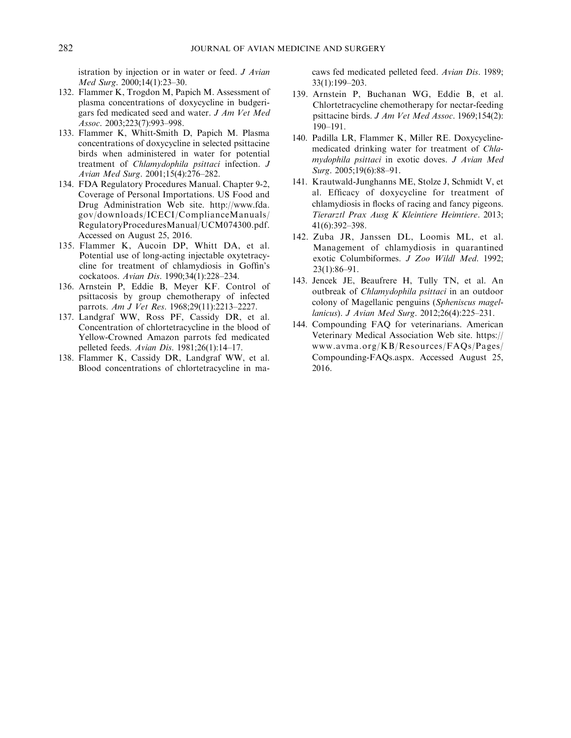istration by injection or in water or feed. *J Avian Med Surg*. 2000;14(1):23–30.

132. Flammer K, Trogdon M, Papich M. Assessment of plasma concentrations of doxycycline in budgerigars fed medicated seed and water. *J Am Vet Med Assoc*. 2003;223(7):993–998.
133. Flammer K, Whitt-Smith D, Papich M. Plasma concentrations of doxycycline in selected psittacine birds when administered in water for potential treatment of *Chlamydophila psittaci* infection. *J Avian Med Surg*. 2001;15(4):276–282.
134. FDA Regulatory Procedures Manual. Chapter 9-2, Coverage of Personal Importations. US Food and Drug Administration Web site. http://www.fda.gov/downloads/ICECI/ComplianceManuals/RegulatoryProceduresManual/UCM074300.pdf. Accessed on August 25, 2016.
135. Flammer K, Aucoin DP, Whitt DA, et al. Potential use of long-acting injectable oxytetracycline for treatment of chlamydiosis in Goffin's cockatoos. *Avian Dis*. 1990;34(1):228–234.
136. Arnstein P, Eddie B, Meyer KF. Control of psittacosis by group chemotherapy of infected parrots. *Am J Vet Res*. 1968;29(11):2213–2227.
137. Landgraf WW, Ross PF, Cassidy DR, et al. Concentration of chlortetracycline in the blood of Yellow-Crowned Amazon parrots fed medicated pelleted feeds. *Avian Dis*. 1981;26(1):14–17.
138. Flammer K, Cassidy DR, Landgraf WW, et al. Blood concentrations of chlortetracycline in macaws fed medicated pelleted feed. *Avian Dis*. 1989;33(1):199–203.
139. Arnstein P, Buchanan WG, Eddie B, et al. Chlortetracycline chemotherapy for nectar-feeding psittacine birds. *J Am Vet Med Assoc*. 1969;154(2):190–191.
140. Padilla LR, Flammer K, Miller RE. Doxycycline-medicated drinking water for treatment of *Chlamydophila psittaci* in exotic doves. *J Avian Med Surg*. 2005;19(6):88–91.
141. Krautwald-Junghanns ME, Stolze J, Schmidt V, et al. Efficacy of doxycycline for treatment of chlamydiosis in flocks of racing and fancy pigeons. *Tierarztl Prax Ausg K Kleintiere Heimtiere*. 2013;41(6):392–398.
142. Zuba JR, Janssen DL, Loomis ML, et al. Management of chlamydiosis in quarantined exotic Columbiformes. *J Zoo Wildl Med*. 1992;23(1):86–91.
143. Jencek JE, Beaufrere H, Tully TN, et al. An outbreak of *Chlamydophila psittaci* in an outdoor colony of Magellanic penguins (*Spheniscus magellanicus*). *J Avian Med Surg*. 2012;26(4):225–231.
144. Compounding FAQ for veterinarians. American Veterinary Medical Association Web site. https://www.avma.org/KB/Resources/FAQs/Pages/Compounding-FAQs.aspx. Accessed August 25, 2016.